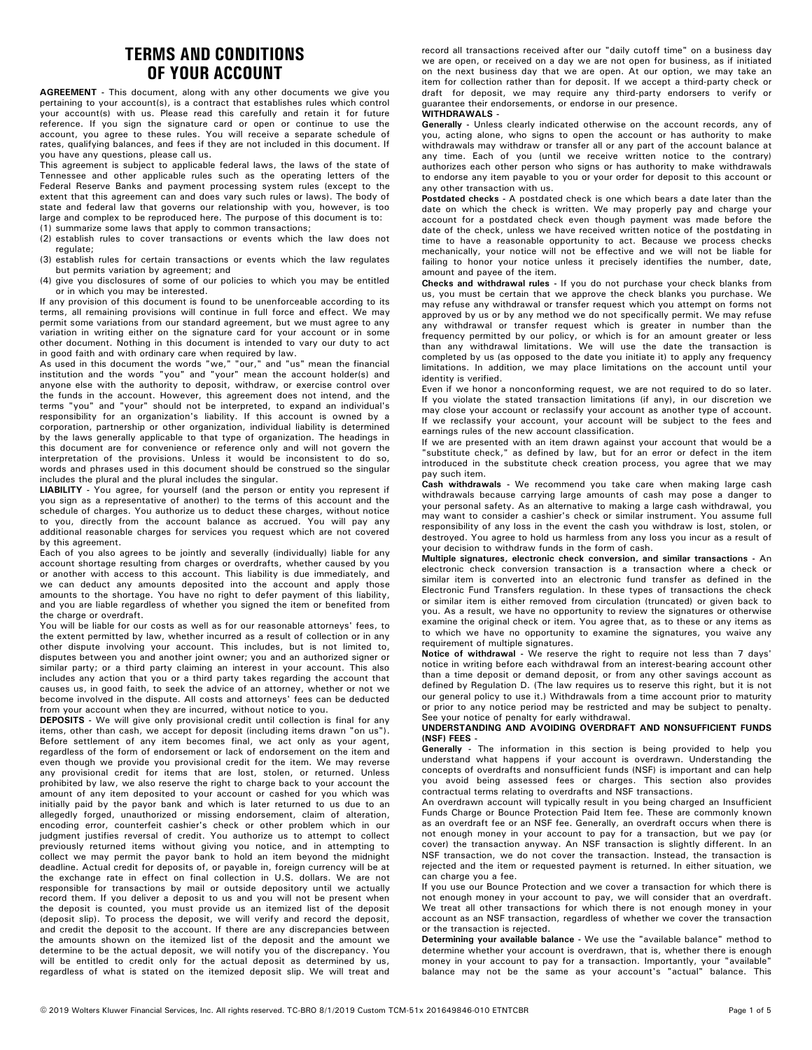# TERMS AND CONDITIONS OF YOUR ACCOUNT

**AGREEMENT** - This document, along with any other documents we give you pertaining to your account(s), is a contract that establishes rules which control your account(s) with us. Please read this carefully and retain it for future reference. If you sign the signature card or open or continue to use the account, you agree to these rules. You will receive a separate schedule of rates, qualifying balances, and fees if they are not included in this document. If you have any questions, please call us.

This agreement is subject to applicable federal laws, the laws of the state of Tennessee and other applicable rules such as the operating letters of the Federal Reserve Banks and payment processing system rules (except to the extent that this agreement can and does vary such rules or laws). The body of state and federal law that governs our relationship with you, however, is too large and complex to be reproduced here. The purpose of this document is to:

(1) summarize some laws that apply to common transactions;
(2) establish rules to cover transactions or events which the law does not regulate;
(3) establish rules for certain transactions or events which the law regulates but permits variation by agreement; and
(4) give you disclosures of some of our policies to which you may be entitled or in which you may be interested.

If any provision of this document is found to be unenforceable according to its terms, all remaining provisions will continue in full force and effect. We may permit some variations from our standard agreement, but we must agree to any variation in writing either on the signature card for your account or in some other document. Nothing in this document is intended to vary our duty to act in good faith and with ordinary care when required by law.

As used in this document the words "we," "our," and "us" mean the financial institution and the words "you" and "your" mean the account holder(s) and anyone else with the authority to deposit, withdraw, or exercise control over the funds in the account. However, this agreement does not intend, and the terms "you" and "your" should not be interpreted, to expand an individual's responsibility for an organization's liability. If this account is owned by a corporation, partnership or other organization, individual liability is determined by the laws generally applicable to that type of organization. The headings in this document are for convenience or reference only and will not govern the interpretation of the provisions. Unless it would be inconsistent to do so, words and phrases used in this document should be construed so the singular includes the plural and the plural includes the singular.

**LIABILITY** - You agree, for yourself (and the person or entity you represent if you sign as a representative of another) to the terms of this account and the schedule of charges. You authorize us to deduct these charges, without notice to you, directly from the account balance as accrued. You will pay any additional reasonable charges for services you request which are not covered by this agreement.

Each of you also agrees to be jointly and severally (individually) liable for any account shortage resulting from charges or overdrafts, whether caused by you or another with access to this account. This liability is due immediately, and we can deduct any amounts deposited into the account and apply those amounts to the shortage. You have no right to defer payment of this liability, and you are liable regardless of whether you signed the item or benefited from the charge or overdraft.

You will be liable for our costs as well as for our reasonable attorneys' fees, to the extent permitted by law, whether incurred as a result of collection or in any other dispute involving your account. This includes, but is not limited to, disputes between you and another joint owner; you and an authorized signer or similar party; or a third party claiming an interest in your account. This also includes any action that you or a third party takes regarding the account that causes us, in good faith, to seek the advice of an attorney, whether or not we become involved in the dispute. All costs and attorneys' fees can be deducted from your account when they are incurred, without notice to you.

**DEPOSITS** - We will give only provisional credit until collection is final for any items, other than cash, we accept for deposit (including items drawn "on us"). Before settlement of any item becomes final, we act only as your agent, regardless of the form of endorsement or lack of endorsement on the item and even though we provide you provisional credit for the item. We may reverse any provisional credit for items that are lost, stolen, or returned. Unless prohibited by law, we also reserve the right to charge back to your account the amount of any item deposited to your account or cashed for you which was initially paid by the payor bank and which is later returned to us due to an allegedly forged, unauthorized or missing endorsement, claim of alteration, encoding error, counterfeit cashier's check or other problem which in our judgment justifies reversal of credit. You authorize us to attempt to collect previously returned items without giving you notice, and in attempting to collect we may permit the payor bank to hold an item beyond the midnight deadline. Actual credit for deposits of, or payable in, foreign currency will be at the exchange rate in effect on final collection in U.S. dollars. We are not responsible for transactions by mail or outside depository until we actually record them. If you deliver a deposit to us and you will not be present when the deposit is counted, you must provide us an itemized list of the deposit (deposit slip). To process the deposit, we will verify and record the deposit, and credit the deposit to the account. If there are any discrepancies between the amounts shown on the itemized list of the deposit and the amount we determine to be the actual deposit, we will notify you of the discrepancy. You will be entitled to credit only for the actual deposit as determined by us, regardless of what is stated on the itemized deposit slip. We will treat and record all transactions received after our "daily cutoff time" on a business day we are open, or received on a day we are not open for business, as if initiated on the next business day that we are open. At our option, we may take an item for collection rather than for deposit. If we accept a third-party check or draft for deposit, we may require any third-party endorsers to verify or guarantee their endorsements, or endorse in our presence.

**WITHDRAWALS** -

**Generally** - Unless clearly indicated otherwise on the account records, any of you, acting alone, who signs to open the account or has authority to make withdrawals may withdraw or transfer all or any part of the account balance at any time. Each of you (until we receive written notice to the contrary) authorizes each other person who signs or has authority to make withdrawals to endorse any item payable to you or your order for deposit to this account or any other transaction with us.

**Postdated checks** - A postdated check is one which bears a date later than the date on which the check is written. We may properly pay and charge your account for a postdated check even though payment was made before the date of the check, unless we have received written notice of the postdating in time to have a reasonable opportunity to act. Because we process checks mechanically, your notice will not be effective and we will not be liable for failing to honor your notice unless it precisely identifies the number, date, amount and payee of the item.

**Checks and withdrawal rules** - If you do not purchase your check blanks from us, you must be certain that we approve the check blanks you purchase. We may refuse any withdrawal or transfer request which you attempt on forms not approved by us or by any method we do not specifically permit. We may refuse any withdrawal or transfer request which is greater in number than the frequency permitted by our policy, or which is for an amount greater or less than any withdrawal limitations. We will use the date the transaction is completed by us (as opposed to the date you initiate it) to apply any frequency limitations. In addition, we may place limitations on the account until your identity is verified.

Even if we honor a nonconforming request, we are not required to do so later. If you violate the stated transaction limitations (if any), in our discretion we may close your account or reclassify your account as another type of account. If we reclassify your account, your account will be subject to the fees and earnings rules of the new account classification.

If we are presented with an item drawn against your account that would be a "substitute check," as defined by law, but for an error or defect in the item introduced in the substitute check creation process, you agree that we may pay such item.

**Cash withdrawals** - We recommend you take care when making large cash withdrawals because carrying large amounts of cash may pose a danger to your personal safety. As an alternative to making a large cash withdrawal, you may want to consider a cashier's check or similar instrument. You assume full responsibility of any loss in the event the cash you withdraw is lost, stolen, or destroyed. You agree to hold us harmless from any loss you incur as a result of your decision to withdraw funds in the form of cash.

**Multiple signatures, electronic check conversion, and similar transactions** - An electronic check conversion transaction is a transaction where a check or similar item is converted into an electronic fund transfer as defined in the Electronic Fund Transfers regulation. In these types of transactions the check or similar item is either removed from circulation (truncated) or given back to you. As a result, we have no opportunity to review the signatures or otherwise examine the original check or item. You agree that, as to these or any items as to which we have no opportunity to examine the signatures, you waive any requirement of multiple signatures.

**Notice of withdrawal** - We reserve the right to require not less than 7 days' notice in writing before each withdrawal from an interest-bearing account other than a time deposit or demand deposit, or from any other savings account as defined by Regulation D. (The law requires us to reserve this right, but it is not our general policy to use it.) Withdrawals from a time account prior to maturity or prior to any notice period may be restricted and may be subject to penalty. See your notice of penalty for early withdrawal.

**UNDERSTANDING AND AVOIDING OVERDRAFT AND NONSUFFICIENT FUNDS (NSF) FEES** -

**Generally** - The information in this section is being provided to help you understand what happens if your account is overdrawn. Understanding the concepts of overdrafts and nonsufficient funds (NSF) is important and can help you avoid being assessed fees or charges. This section also provides contractual terms relating to overdrafts and NSF transactions.

An overdrawn account will typically result in you being charged an Insufficient Funds Charge or Bounce Protection Paid Item fee. These are commonly known as an overdraft fee or an NSF fee. Generally, an overdraft occurs when there is not enough money in your account to pay for a transaction, but we pay (or cover) the transaction anyway. An NSF transaction is slightly different. In an NSF transaction, we do not cover the transaction. Instead, the transaction is rejected and the item or requested payment is returned. In either situation, we can charge you a fee.

If you use our Bounce Protection and we cover a transaction for which there is not enough money in your account to pay, we will consider that an overdraft. We treat all other transactions for which there is not enough money in your account as an NSF transaction, regardless of whether we cover the transaction or the transaction is rejected.

**Determining your available balance** - We use the "available balance" method to determine whether your account is overdrawn, that is, whether there is enough money in your account to pay for a transaction. Importantly, your "available" balance may not be the same as your account's "actual" balance. This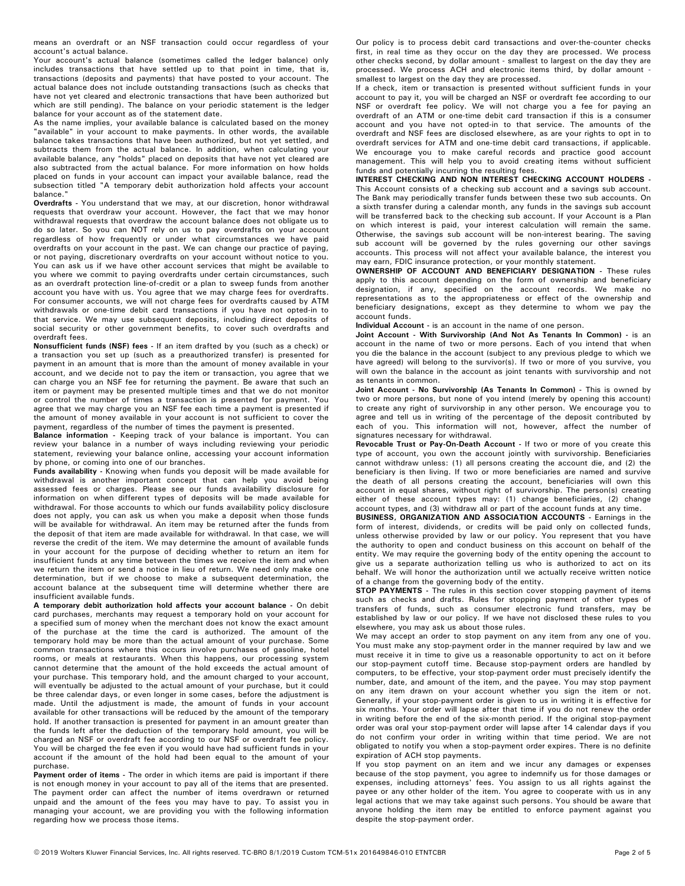means an overdraft or an NSF transaction could occur regardless of your account's actual balance.

Your account's actual balance (sometimes called the ledger balance) only includes transactions that have settled up to that point in time, that is, transactions (deposits and payments) that have posted to your account. The actual balance does not include outstanding transactions (such as checks that have not yet cleared and electronic transactions that have been authorized but which are still pending). The balance on your periodic statement is the ledger balance for your account as of the statement date.

As the name implies, your available balance is calculated based on the money "available" in your account to make payments. In other words, the available balance takes transactions that have been authorized, but not yet settled, and subtracts them from the actual balance. In addition, when calculating your available balance, any "holds" placed on deposits that have not yet cleared are also subtracted from the actual balance. For more information on how holds placed on funds in your account can impact your available balance, read the subsection titled "A temporary debit authorization hold affects your account balance."

**Overdrafts** - You understand that we may, at our discretion, honor withdrawal requests that overdraw your account. However, the fact that we may honor withdrawal requests that overdraw the account balance does not obligate us to do so later. So you can NOT rely on us to pay overdrafts on your account regardless of how frequently or under what circumstances we have paid overdrafts on your account in the past. We can change our practice of paying, or not paying, discretionary overdrafts on your account without notice to you. You can ask us if we have other account services that might be available to you where we commit to paying overdrafts under certain circumstances, such as an overdraft protection line-of-credit or a plan to sweep funds from another account you have with us. You agree that we may charge fees for overdrafts. For consumer accounts, we will not charge fees for overdrafts caused by ATM withdrawals or one-time debit card transactions if you have not opted-in to that service. We may use subsequent deposits, including direct deposits of social security or other government benefits, to cover such overdrafts and overdraft fees.

**Nonsufficient funds (NSF) fees** - If an item drafted by you (such as a check) or a transaction you set up (such as a preauthorized transfer) is presented for payment in an amount that is more than the amount of money available in your account, and we decide not to pay the item or transaction, you agree that we can charge you an NSF fee for returning the payment. Be aware that such an item or payment may be presented multiple times and that we do not monitor or control the number of times a transaction is presented for payment. You agree that we may charge you an NSF fee each time a payment is presented if the amount of money available in your account is not sufficient to cover the payment, regardless of the number of times the payment is presented.

**Balance information** - Keeping track of your balance is important. You can review your balance in a number of ways including reviewing your periodic statement, reviewing your balance online, accessing your account information by phone, or coming into one of our branches.

**Funds availability** - Knowing when funds you deposit will be made available for withdrawal is another important concept that can help you avoid being assessed fees or charges. Please see our funds availability disclosure for information on when different types of deposits will be made available for withdrawal. For those accounts to which our funds availability policy disclosure does not apply, you can ask us when you make a deposit when those funds will be available for withdrawal. An item may be returned after the funds from the deposit of that item are made available for withdrawal. In that case, we will reverse the credit of the item. We may determine the amount of available funds in your account for the purpose of deciding whether to return an item for insufficient funds at any time between the times we receive the item and when we return the item or send a notice in lieu of return. We need only make one determination, but if we choose to make a subsequent determination, the account balance at the subsequent time will determine whether there are insufficient available funds.

**A temporary debit authorization hold affects your account balance** - On debit card purchases, merchants may request a temporary hold on your account for a specified sum of money when the merchant does not know the exact amount of the purchase at the time the card is authorized. The amount of the temporary hold may be more than the actual amount of your purchase. Some common transactions where this occurs involve purchases of gasoline, hotel rooms, or meals at restaurants. When this happens, our processing system cannot determine that the amount of the hold exceeds the actual amount of your purchase. This temporary hold, and the amount charged to your account, will eventually be adjusted to the actual amount of your purchase, but it could be three calendar days, or even longer in some cases, before the adjustment is made. Until the adjustment is made, the amount of funds in your account available for other transactions will be reduced by the amount of the temporary hold. If another transaction is presented for payment in an amount greater than the funds left after the deduction of the temporary hold amount, you will be charged an NSF or overdraft fee according to our NSF or overdraft fee policy. You will be charged the fee even if you would have had sufficient funds in your account if the amount of the hold had been equal to the amount of your purchase.

**Payment order of items** - The order in which items are paid is important if there is not enough money in your account to pay all of the items that are presented. The payment order can affect the number of items overdrawn or returned unpaid and the amount of the fees you may have to pay. To assist you in managing your account, we are providing you with the following information regarding how we process those items.

Our policy is to process debit card transactions and over-the-counter checks first, in real time as they occur on the day they are processed. We process other checks second, by dollar amount - smallest to largest on the day they are processed. We process ACH and electronic items third, by dollar amount - smallest to largest on the day they are processed.

If a check, item or transaction is presented without sufficient funds in your account to pay it, you will be charged an NSF or overdraft fee according to our NSF or overdraft fee policy. We will not charge you a fee for paying an overdraft of an ATM or one-time debit card transaction if this is a consumer account and you have not opted-in to that service. The amounts of the overdraft and NSF fees are disclosed elsewhere, as are your rights to opt in to overdraft services for ATM and one-time debit card transactions, if applicable. We encourage you to make careful records and practice good account management. This will help you to avoid creating items without sufficient funds and potentially incurring the resulting fees.

**INTEREST CHECKING AND NON INTEREST CHECKING ACCOUNT HOLDERS** - This Account consists of a checking sub account and a savings sub account. The Bank may periodically transfer funds between these two sub accounts. On a sixth transfer during a calendar month, any funds in the savings sub account will be transferred back to the checking sub account. If your Account is a Plan on which interest is paid, your interest calculation will remain the same. Otherwise, the savings sub account will be non-interest bearing. The saving sub account will be governed by the rules governing our other savings accounts. This process will not affect your available balance, the interest you may earn, FDIC insurance protection, or your monthly statement.

**OWNERSHIP OF ACCOUNT AND BENEFICIARY DESIGNATION** - These rules apply to this account depending on the form of ownership and beneficiary designation, if any, specified on the account records. We make no representations as to the appropriateness or effect of the ownership and beneficiary designations, except as they determine to whom we pay the account funds.

**Individual Account** - is an account in the name of one person.

**Joint Account - With Survivorship (And Not As Tenants In Common)** - is an account in the name of two or more persons. Each of you intend that when you die the balance in the account (subject to any previous pledge to which we have agreed) will belong to the survivor(s). If two or more of you survive, you will own the balance in the account as joint tenants with survivorship and not as tenants in common.

**Joint Account - No Survivorship (As Tenants In Common)** - This is owned by two or more persons, but none of you intend (merely by opening this account) to create any right of survivorship in any other person. We encourage you to agree and tell us in writing of the percentage of the deposit contributed by each of you. This information will not, however, affect the number of signatures necessary for withdrawal.

**Revocable Trust or Pay-On-Death Account** - If two or more of you create this type of account, you own the account jointly with survivorship. Beneficiaries cannot withdraw unless: (1) all persons creating the account die, and (2) the beneficiary is then living. If two or more beneficiaries are named and survive the death of all persons creating the account, beneficiaries will own this account in equal shares, without right of survivorship. The person(s) creating either of these account types may: (1) change beneficiaries, (2) change account types, and (3) withdraw all or part of the account funds at any time.

**BUSINESS, ORGANIZATION AND ASSOCIATION ACCOUNTS** - Earnings in the form of interest, dividends, or credits will be paid only on collected funds, unless otherwise provided by law or our policy. You represent that you have the authority to open and conduct business on this account on behalf of the entity. We may require the governing body of the entity opening the account to give us a separate authorization telling us who is authorized to act on its behalf. We will honor the authorization until we actually receive written notice of a change from the governing body of the entity.

**STOP PAYMENTS** - The rules in this section cover stopping payment of items such as checks and drafts. Rules for stopping payment of other types of transfers of funds, such as consumer electronic fund transfers, may be established by law or our policy. If we have not disclosed these rules to you elsewhere, you may ask us about those rules.

We may accept an order to stop payment on any item from any one of you. You must make any stop-payment order in the manner required by law and we must receive it in time to give us a reasonable opportunity to act on it before our stop-payment cutoff time. Because stop-payment orders are handled by computers, to be effective, your stop-payment order must precisely identify the number, date, and amount of the item, and the payee. You may stop payment on any item drawn on your account whether you sign the item or not. Generally, if your stop-payment order is given to us in writing it is effective for six months. Your order will lapse after that time if you do not renew the order in writing before the end of the six-month period. If the original stop-payment order was oral your stop-payment order will lapse after 14 calendar days if you do not confirm your order in writing within that time period. We are not obligated to notify you when a stop-payment order expires. There is no definite expiration of ACH stop payments.

If you stop payment on an item and we incur any damages or expenses because of the stop payment, you agree to indemnify us for those damages or expenses, including attorneys' fees. You assign to us all rights against the payee or any other holder of the item. You agree to cooperate with us in any legal actions that we may take against such persons. You should be aware that anyone holding the item may be entitled to enforce payment against you despite the stop-payment order.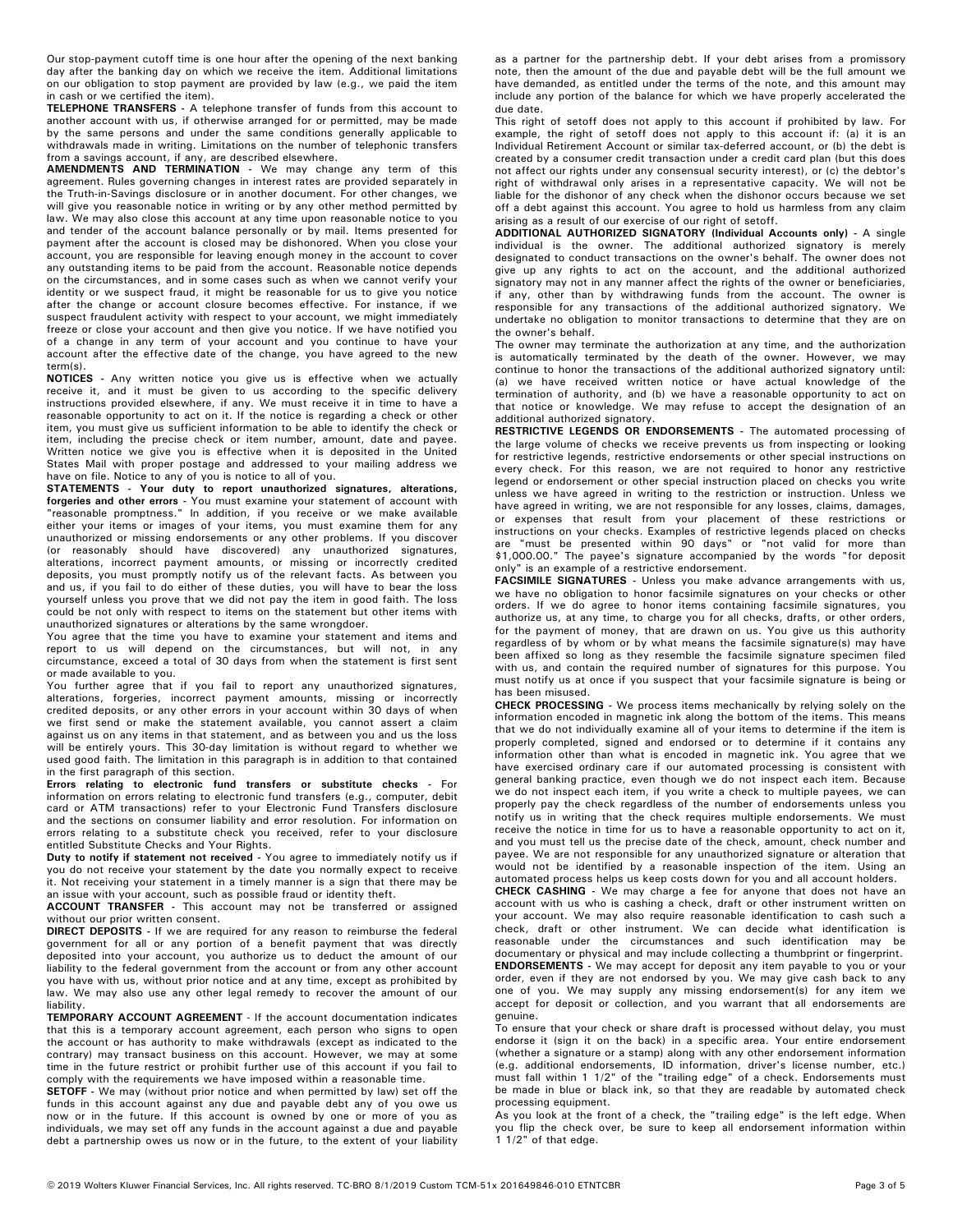Our stop-payment cutoff time is one hour after the opening of the next banking day after the banking day on which we receive the item. Additional limitations on our obligation to stop payment are provided by law (e.g., we paid the item in cash or we certified the item).

**TELEPHONE TRANSFERS** - A telephone transfer of funds from this account to another account with us, if otherwise arranged for or permitted, may be made by the same persons and under the same conditions generally applicable to withdrawals made in writing. Limitations on the number of telephonic transfers from a savings account, if any, are described elsewhere.

**AMENDMENTS AND TERMINATION** - We may change any term of this agreement. Rules governing changes in interest rates are provided separately in the Truth-in-Savings disclosure or in another document. For other changes, we will give you reasonable notice in writing or by any other method permitted by law. We may also close this account at any time upon reasonable notice to you and tender of the account balance personally or by mail. Items presented for payment after the account is closed may be dishonored. When you close your account, you are responsible for leaving enough money in the account to cover any outstanding items to be paid from the account. Reasonable notice depends on the circumstances, and in some cases such as when we cannot verify your identity or we suspect fraud, it might be reasonable for us to give you notice after the change or account closure becomes effective. For instance, if we suspect fraudulent activity with respect to your account, we might immediately freeze or close your account and then give you notice. If we have notified you of a change in any term of your account and you continue to have your account after the effective date of the change, you have agreed to the new term(s).

**NOTICES** - Any written notice you give us is effective when we actually receive it, and it must be given to us according to the specific delivery instructions provided elsewhere, if any. We must receive it in time to have a reasonable opportunity to act on it. If the notice is regarding a check or other item, you must give us sufficient information to be able to identify the check or item, including the precise check or item number, amount, date and payee. Written notice we give you is effective when it is deposited in the United States Mail with proper postage and addressed to your mailing address we have on file. Notice to any of you is notice to all of you.

**STATEMENTS - Your duty to report unauthorized signatures, alterations, forgeries and other errors** - You must examine your statement of account with "reasonable promptness." In addition, if you receive or we make available either your items or images of your items, you must examine them for any unauthorized or missing endorsements or any other problems. If you discover (or reasonably should have discovered) any unauthorized signatures, alterations, incorrect payment amounts, or missing or incorrectly credited deposits, you must promptly notify us of the relevant facts. As between you and us, if you fail to do either of these duties, you will have to bear the loss yourself unless you prove that we did not pay the item in good faith. The loss could be not only with respect to items on the statement but other items with unauthorized signatures or alterations by the same wrongdoer.

You agree that the time you have to examine your statement and items and report to us will depend on the circumstances, but will not, in any circumstance, exceed a total of 30 days from when the statement is first sent or made available to you.

You further agree that if you fail to report any unauthorized signatures, alterations, forgeries, incorrect payment amounts, missing or incorrectly credited deposits, or any other errors in your account within 30 days of when we first send or make the statement available, you cannot assert a claim against us on any items in that statement, and as between you and us the loss will be entirely yours. This 30-day limitation is without regard to whether we used good faith. The limitation in this paragraph is in addition to that contained in the first paragraph of this section.

**Errors relating to electronic fund transfers or substitute checks** - For information on errors relating to electronic fund transfers (e.g., computer, debit card or ATM transactions) refer to your Electronic Fund Transfers disclosure and the sections on consumer liability and error resolution. For information on errors relating to a substitute check you received, refer to your disclosure entitled Substitute Checks and Your Rights.

**Duty to notify if statement not received** - You agree to immediately notify us if you do not receive your statement by the date you normally expect to receive it. Not receiving your statement in a timely manner is a sign that there may be an issue with your account, such as possible fraud or identity theft.

**ACCOUNT TRANSFER** - This account may not be transferred or assigned without our prior written consent.

**DIRECT DEPOSITS** - If we are required for any reason to reimburse the federal government for all or any portion of a benefit payment that was directly deposited into your account, you authorize us to deduct the amount of our liability to the federal government from the account or from any other account you have with us, without prior notice and at any time, except as prohibited by law. We may also use any other legal remedy to recover the amount of our liability.

**TEMPORARY ACCOUNT AGREEMENT** - If the account documentation indicates that this is a temporary account agreement, each person who signs to open the account or has authority to make withdrawals (except as indicated to the contrary) may transact business on this account. However, we may at some time in the future restrict or prohibit further use of this account if you fail to comply with the requirements we have imposed within a reasonable time.

**SETOFF** - We may (without prior notice and when permitted by law) set off the funds in this account against any due and payable debt any of you owe us now or in the future. If this account is owned by one or more of you as individuals, we may set off any funds in the account against a due and payable debt a partnership owes us now or in the future, to the extent of your liability as a partner for the partnership debt. If your debt arises from a promissory note, then the amount of the due and payable debt will be the full amount we have demanded, as entitled under the terms of the note, and this amount may include any portion of the balance for which we have properly accelerated the due date.

This right of setoff does not apply to this account if prohibited by law. For example, the right of setoff does not apply to this account if: (a) it is an Individual Retirement Account or similar tax-deferred account, or (b) the debt is created by a consumer credit transaction under a credit card plan (but this does not affect our rights under any consensual security interest), or (c) the debtor's right of withdrawal only arises in a representative capacity. We will not be liable for the dishonor of any check when the dishonor occurs because we set off a debt against this account. You agree to hold us harmless from any claim arising as a result of our exercise of our right of setoff.

**ADDITIONAL AUTHORIZED SIGNATORY (Individual Accounts only)** - A single individual is the owner. The additional authorized signatory is merely designated to conduct transactions on the owner's behalf. The owner does not give up any rights to act on the account, and the additional authorized signatory may not in any manner affect the rights of the owner or beneficiaries, if any, other than by withdrawing funds from the account. The owner is responsible for any transactions of the additional authorized signatory. We undertake no obligation to monitor transactions to determine that they are on the owner's behalf.

The owner may terminate the authorization at any time, and the authorization is automatically terminated by the death of the owner. However, we may continue to honor the transactions of the additional authorized signatory until: (a) we have received written notice or have actual knowledge of the termination of authority, and (b) we have a reasonable opportunity to act on that notice or knowledge. We may refuse to accept the designation of an additional authorized signatory.

**RESTRICTIVE LEGENDS OR ENDORSEMENTS** - The automated processing of the large volume of checks we receive prevents us from inspecting or looking for restrictive legends, restrictive endorsements or other special instructions on every check. For this reason, we are not required to honor any restrictive legend or endorsement or other special instruction placed on checks you write unless we have agreed in writing to the restriction or instruction. Unless we have agreed in writing, we are not responsible for any losses, claims, damages, or expenses that result from your placement of these restrictions or instructions on your checks. Examples of restrictive legends placed on checks are "must be presented within 90 days" or "not valid for more than $1,000.00." The payee's signature accompanied by the words "for deposit only" is an example of a restrictive endorsement.

**FACSIMILE SIGNATURES** - Unless you make advance arrangements with us, we have no obligation to honor facsimile signatures on your checks or other orders. If we do agree to honor items containing facsimile signatures, you authorize us, at any time, to charge you for all checks, drafts, or other orders, for the payment of money, that are drawn on us. You give us this authority regardless of by whom or by what means the facsimile signature(s) may have been affixed so long as they resemble the facsimile signature specimen filed with us, and contain the required number of signatures for this purpose. You must notify us at once if you suspect that your facsimile signature is being or has been misused.

**CHECK PROCESSING** - We process items mechanically by relying solely on the information encoded in magnetic ink along the bottom of the items. This means that we do not individually examine all of your items to determine if the item is properly completed, signed and endorsed or to determine if it contains any information other than what is encoded in magnetic ink. You agree that we have exercised ordinary care if our automated processing is consistent with general banking practice, even though we do not inspect each item. Because we do not inspect each item, if you write a check to multiple payees, we can properly pay the check regardless of the number of endorsements unless you notify us in writing that the check requires multiple endorsements. We must receive the notice in time for us to have a reasonable opportunity to act on it, and you must tell us the precise date of the check, amount, check number and payee. We are not responsible for any unauthorized signature or alteration that would not be identified by a reasonable inspection of the item. Using an automated process helps us keep costs down for you and all account holders.

**CHECK CASHING** - We may charge a fee for anyone that does not have an account with us who is cashing a check, draft or other instrument written on your account. We may also require reasonable identification to cash such a check, draft or other instrument. We can decide what identification is reasonable under the circumstances and such identification may be documentary or physical and may include collecting a thumbprint or fingerprint.

**ENDORSEMENTS** - We may accept for deposit any item payable to you or your order, even if they are not endorsed by you. We may give cash back to any one of you. We may supply any missing endorsement(s) for any item we accept for deposit or collection, and you warrant that all endorsements are genuine.

To ensure that your check or share draft is processed without delay, you must endorse it (sign it on the back) in a specific area. Your entire endorsement (whether a signature or a stamp) along with any other endorsement information (e.g. additional endorsements, ID information, driver's license number, etc.) must fall within 1 1/2" of the "trailing edge" of a check. Endorsements must be made in blue or black ink, so that they are readable by automated check processing equipment.

As you look at the front of a check, the "trailing edge" is the left edge. When you flip the check over, be sure to keep all endorsement information within 1 1/2" of that edge.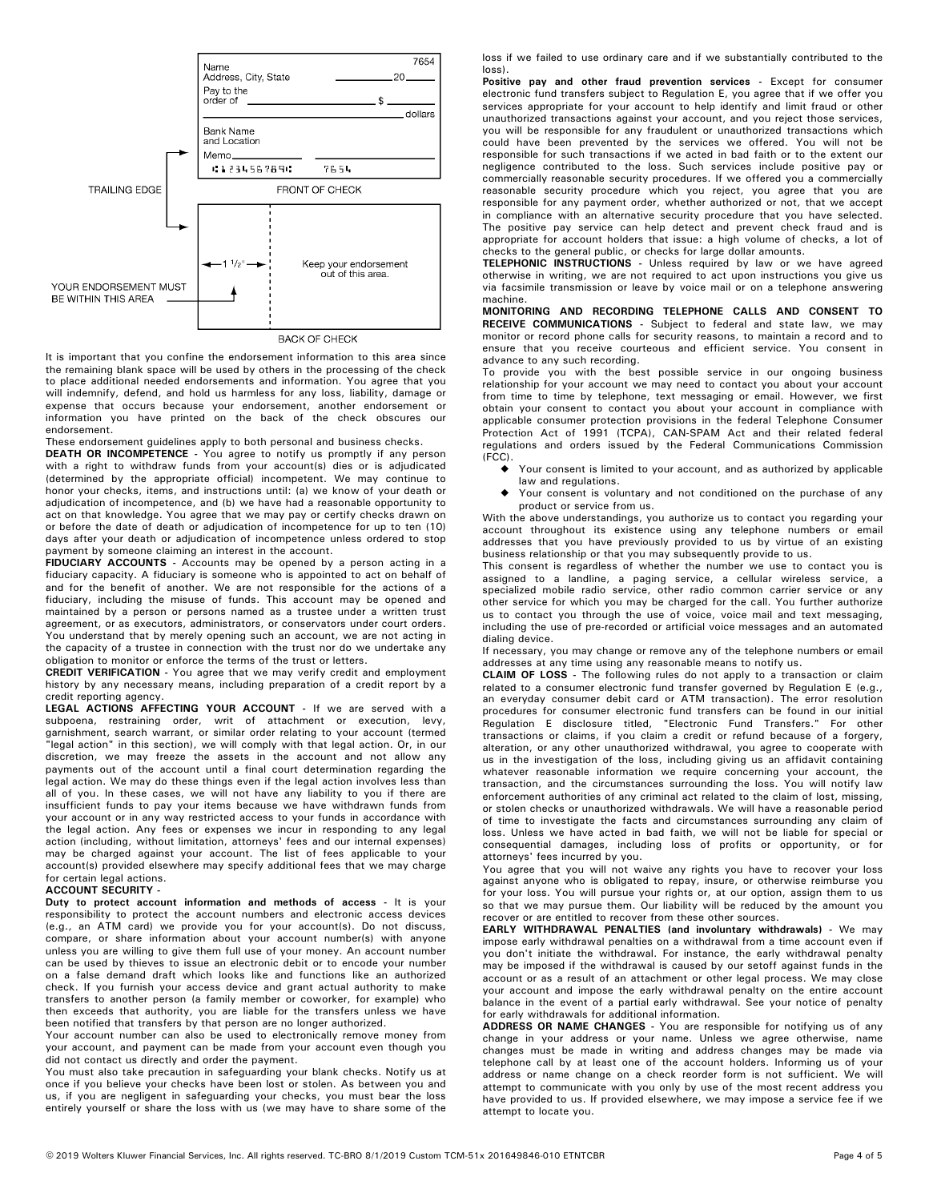It is important that you confine the endorsement information to this area since the remaining blank space will be used by others in the processing of the check to place additional needed endorsements and information. You agree that you will indemnify, defend, and hold us harmless for any loss, liability, damage or expense that occurs because your endorsement, another endorsement or information you have printed on the back of the check obscures our endorsement.

These endorsement guidelines apply to both personal and business checks.

**DEATH OR INCOMPETENCE** - You agree to notify us promptly if any person with a right to withdraw funds from your account(s) dies or is adjudicated (determined by the appropriate official) incompetent. We may continue to honor your checks, items, and instructions until: (a) we know of your death or adjudication of incompetence, and (b) we have had a reasonable opportunity to act on that knowledge. You agree that we may pay or certify checks drawn on or before the date of death or adjudication of incompetence for up to ten (10) days after your death or adjudication of incompetence unless ordered to stop payment by someone claiming an interest in the account.

**FIDUCIARY ACCOUNTS** - Accounts may be opened by a person acting in a fiduciary capacity. A fiduciary is someone who is appointed to act on behalf of and for the benefit of another. We are not responsible for the actions of a fiduciary, including the misuse of funds. This account may be opened and maintained by a person or persons named as a trustee under a written trust agreement, or as executors, administrators, or conservators under court orders. You understand that by merely opening such an account, we are not acting in the capacity of a trustee in connection with the trust nor do we undertake any obligation to monitor or enforce the terms of the trust or letters.

**CREDIT VERIFICATION** - You agree that we may verify credit and employment history by any necessary means, including preparation of a credit report by a credit reporting agency.

**LEGAL ACTIONS AFFECTING YOUR ACCOUNT** - If we are served with a subpoena, restraining order, writ of attachment or execution, levy, garnishment, search warrant, or similar order relating to your account (termed "legal action" in this section), we will comply with that legal action. Or, in our discretion, we may freeze the assets in the account and not allow any payments out of the account until a final court determination regarding the legal action. We may do these things even if the legal action involves less than all of you. In these cases, we will not have any liability to you if there are insufficient funds to pay your items because we have withdrawn funds from your account or in any way restricted access to your funds in accordance with the legal action. Any fees or expenses we incur in responding to any legal action (including, without limitation, attorneys' fees and our internal expenses) may be charged against your account. The list of fees applicable to your account(s) provided elsewhere may specify additional fees that we may charge for certain legal actions.

**ACCOUNT SECURITY** -

**Duty to protect account information and methods of access** - It is your responsibility to protect the account numbers and electronic access devices (e.g., an ATM card) we provide you for your account(s). Do not discuss, compare, or share information about your account number(s) with anyone unless you are willing to give them full use of your money. An account number can be used by thieves to issue an electronic debit or to encode your number on a false demand draft which looks like and functions like an authorized check. If you furnish your access device and grant actual authority to make transfers to another person (a family member or coworker, for example) who then exceeds that authority, you are liable for the transfers unless we have been notified that transfers by that person are no longer authorized.

Your account number can also be used to electronically remove money from your account, and payment can be made from your account even though you did not contact us directly and order the payment.

You must also take precaution in safeguarding your blank checks. Notify us at once if you believe your checks have been lost or stolen. As between you and us, if you are negligent in safeguarding your checks, you must bear the loss entirely yourself or share the loss with us (we may have to share some of the loss if we failed to use ordinary care and if we substantially contributed to the loss).

**Positive pay and other fraud prevention services** - Except for consumer electronic fund transfers subject to Regulation E, you agree that if we offer you services appropriate for your account to help identify and limit fraud or other unauthorized transactions against your account, and you reject those services, you will be responsible for any fraudulent or unauthorized transactions which could have been prevented by the services we offered. You will not be responsible for such transactions if we acted in bad faith or to the extent our negligence contributed to the loss. Such services include positive pay or commercially reasonable security procedures. If we offered you a commercially reasonable security procedure which you reject, you agree that you are responsible for any payment order, whether authorized or not, that we accept in compliance with an alternative security procedure that you have selected. The positive pay service can help detect and prevent check fraud and is appropriate for account holders that issue: a high volume of checks, a lot of checks to the general public, or checks for large dollar amounts.

**TELEPHONIC INSTRUCTIONS** - Unless required by law or we have agreed otherwise in writing, we are not required to act upon instructions you give us via facsimile transmission or leave by voice mail or on a telephone answering machine.

**MONITORING AND RECORDING TELEPHONE CALLS AND CONSENT TO RECEIVE COMMUNICATIONS** - Subject to federal and state law, we may monitor or record phone calls for security reasons, to maintain a record and to ensure that you receive courteous and efficient service. You consent in advance to any such recording.

To provide you with the best possible service in our ongoing business relationship for your account we may need to contact you about your account from time to time by telephone, text messaging or email. However, we first obtain your consent to contact you about your account in compliance with applicable consumer protection provisions in the federal Telephone Consumer Protection Act of 1991 (TCPA), CAN-SPAM Act and their related federal regulations and orders issued by the Federal Communications Commission (FCC).

- Your consent is limited to your account, and as authorized by applicable law and regulations.
- Your consent is voluntary and not conditioned on the purchase of any product or service from us.

With the above understandings, you authorize us to contact you regarding your account throughout its existence using any telephone numbers or email addresses that you have previously provided to us by virtue of an existing business relationship or that you may subsequently provide to us.

This consent is regardless of whether the number we use to contact you is assigned to a landline, a paging service, a cellular wireless service, a specialized mobile radio service, other radio common carrier service or any other service for which you may be charged for the call. You further authorize us to contact you through the use of voice, voice mail and text messaging, including the use of pre-recorded or artificial voice messages and an automated dialing device.

If necessary, you may change or remove any of the telephone numbers or email addresses at any time using any reasonable means to notify us.

**CLAIM OF LOSS** - The following rules do not apply to a transaction or claim related to a consumer electronic fund transfer governed by Regulation E (e.g., an everyday consumer debit card or ATM transaction). The error resolution procedures for consumer electronic fund transfers can be found in our initial Regulation E disclosure titled, "Electronic Fund Transfers." For other transactions or claims, if you claim a credit or refund because of a forgery, alteration, or any other unauthorized withdrawal, you agree to cooperate with us in the investigation of the loss, including giving us an affidavit containing whatever reasonable information we require concerning your account, the transaction, and the circumstances surrounding the loss. You will notify law enforcement authorities of any criminal act related to the claim of lost, missing, or stolen checks or unauthorized withdrawals. We will have a reasonable period of time to investigate the facts and circumstances surrounding any claim of loss. Unless we have acted in bad faith, we will not be liable for special or consequential damages, including loss of profits or opportunity, or for attorneys' fees incurred by you.

You agree that you will not waive any rights you have to recover your loss against anyone who is obligated to repay, insure, or otherwise reimburse you for your loss. You will pursue your rights or, at our option, assign them to us so that we may pursue them. Our liability will be reduced by the amount you recover or are entitled to recover from these other sources.

**EARLY WITHDRAWAL PENALTIES (and involuntary withdrawals)** - We may impose early withdrawal penalties on a withdrawal from a time account even if you don't initiate the withdrawal. For instance, the early withdrawal penalty may be imposed if the withdrawal is caused by our setoff against funds in the account or as a result of an attachment or other legal process. We may close your account and impose the early withdrawal penalty on the entire account balance in the event of a partial early withdrawal. See your notice of penalty for early withdrawals for additional information.

**ADDRESS OR NAME CHANGES** - You are responsible for notifying us of any change in your address or your name. Unless we agree otherwise, name changes must be made in writing and address changes may be made via telephone call by at least one of the account holders. Informing us of your address or name change on a check reorder form is not sufficient. We will attempt to communicate with you only by use of the most recent address you have provided to us. If provided elsewhere, we may impose a service fee if we attempt to locate you.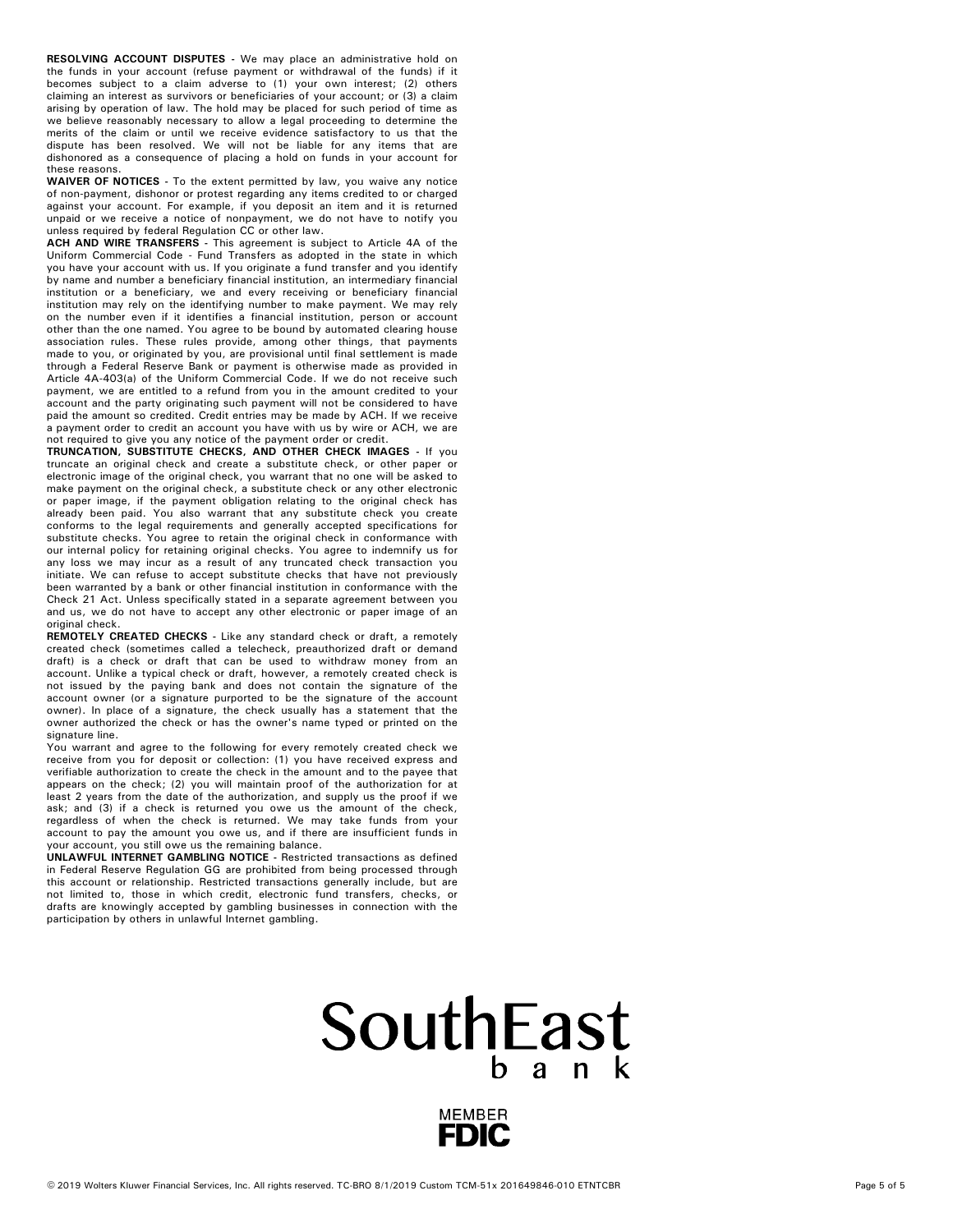**RESOLVING ACCOUNT DISPUTES** - We may place an administrative hold on the funds in your account (refuse payment or withdrawal of the funds) if it becomes subject to a claim adverse to (1) your own interest; (2) others claiming an interest as survivors or beneficiaries of your account; or (3) a claim arising by operation of law. The hold may be placed for such period of time as we believe reasonably necessary to allow a legal proceeding to determine the merits of the claim or until we receive evidence satisfactory to us that the dispute has been resolved. We will not be liable for any items that are dishonored as a consequence of placing a hold on funds in your account for these reasons.

**WAIVER OF NOTICES** - To the extent permitted by law, you waive any notice of non-payment, dishonor or protest regarding any items credited to or charged against your account. For example, if you deposit an item and it is returned unpaid or we receive a notice of nonpayment, we do not have to notify you unless required by federal Regulation CC or other law.

**ACH AND WIRE TRANSFERS** - This agreement is subject to Article 4A of the Uniform Commercial Code - Fund Transfers as adopted in the state in which you have your account with us. If you originate a fund transfer and you identify by name and number a beneficiary financial institution, an intermediary financial institution or a beneficiary, we and every receiving or beneficiary financial institution may rely on the identifying number to make payment. We may rely on the number even if it identifies a financial institution, person or account other than the one named. You agree to be bound by automated clearing house association rules. These rules provide, among other things, that payments made to you, or originated by you, are provisional until final settlement is made through a Federal Reserve Bank or payment is otherwise made as provided in Article 4A-403(a) of the Uniform Commercial Code. If we do not receive such payment, we are entitled to a refund from you in the amount credited to your account and the party originating such payment will not be considered to have paid the amount so credited. Credit entries may be made by ACH. If we receive a payment order to credit an account you have with us by wire or ACH, we are not required to give you any notice of the payment order or credit.

**TRUNCATION, SUBSTITUTE CHECKS, AND OTHER CHECK IMAGES** - If you truncate an original check and create a substitute check, or other paper or electronic image of the original check, you warrant that no one will be asked to make payment on the original check, a substitute check or any other electronic or paper image, if the payment obligation relating to the original check has already been paid. You also warrant that any substitute check you create conforms to the legal requirements and generally accepted specifications for substitute checks. You agree to retain the original check in conformance with our internal policy for retaining original checks. You agree to indemnify us for any loss we may incur as a result of any truncated check transaction you initiate. We can refuse to accept substitute checks that have not previously been warranted by a bank or other financial institution in conformance with the Check 21 Act. Unless specifically stated in a separate agreement between you and us, we do not have to accept any other electronic or paper image of an original check.

**REMOTELY CREATED CHECKS** - Like any standard check or draft, a remotely created check (sometimes called a telecheck, preauthorized draft or demand draft) is a check or draft that can be used to withdraw money from an account. Unlike a typical check or draft, however, a remotely created check is not issued by the paying bank and does not contain the signature of the account owner (or a signature purported to be the signature of the account owner). In place of a signature, the check usually has a statement that the owner authorized the check or has the owner's name typed or printed on the signature line.

You warrant and agree to the following for every remotely created check we receive from you for deposit or collection: (1) you have received express and verifiable authorization to create the check in the amount and to the payee that appears on the check; (2) you will maintain proof of the authorization for at least 2 years from the date of the authorization, and supply us the proof if we ask; and (3) if a check is returned you owe us the amount of the check, regardless of when the check is returned. We may take funds from your account to pay the amount you owe us, and if there are insufficient funds in your account, you still owe us the remaining balance.

**UNLAWFUL INTERNET GAMBLING NOTICE** - Restricted transactions as defined in Federal Reserve Regulation GG are prohibited from being processed through this account or relationship. Restricted transactions generally include, but are not limited to, those in which credit, electronic fund transfers, checks, or drafts are knowingly accepted by gambling businesses in connection with the participation by others in unlawful Internet gambling.

SouthEast bank

MEMBER FDIC

© 2019 Wolters Kluwer Financial Services, Inc. All rights reserved. TC-BRO 8/1/2019 Custom TCM-51x 201649846-010 ETNTCBR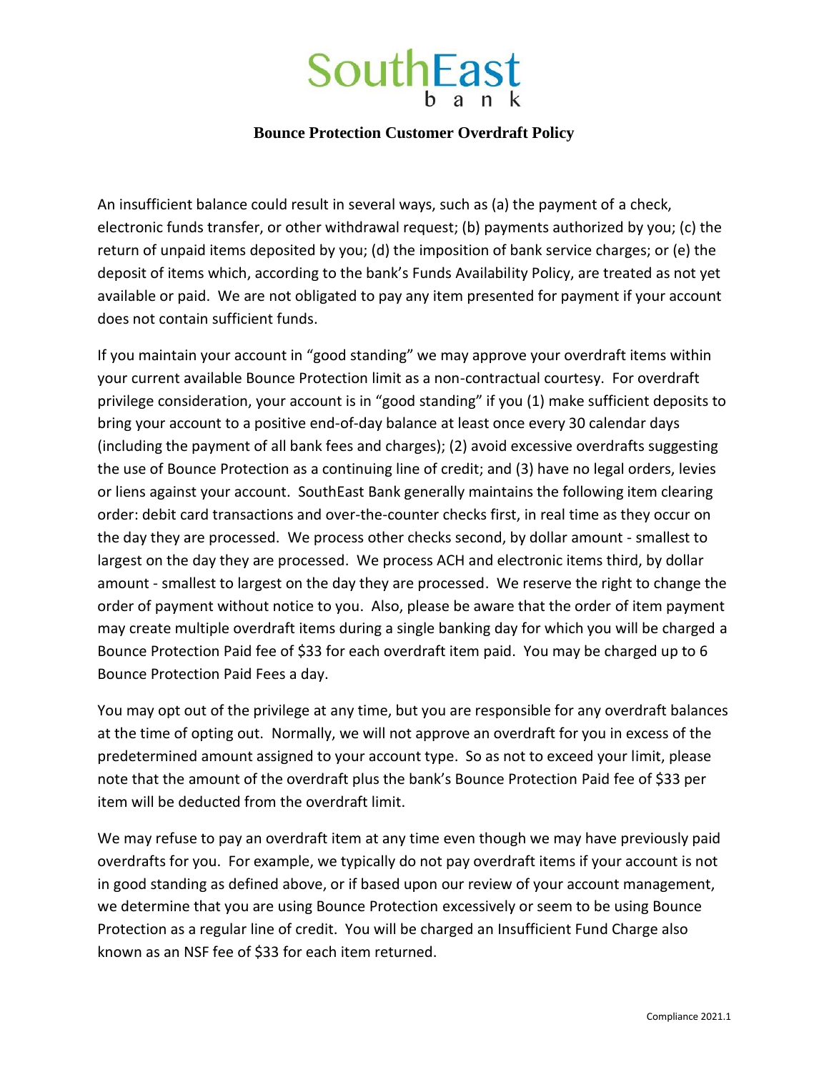# SouthEast bank

## Bounce Protection Customer Overdraft Policy

An insufficient balance could result in several ways, such as (a) the payment of a check, electronic funds transfer, or other withdrawal request; (b) payments authorized by you; (c) the return of unpaid items deposited by you; (d) the imposition of bank service charges; or (e) the deposit of items which, according to the bank's Funds Availability Policy, are treated as not yet available or paid. We are not obligated to pay any item presented for payment if your account does not contain sufficient funds.

If you maintain your account in "good standing" we may approve your overdraft items within your current available Bounce Protection limit as a non-contractual courtesy. For overdraft privilege consideration, your account is in "good standing" if you (1) make sufficient deposits to bring your account to a positive end-of-day balance at least once every 30 calendar days (including the payment of all bank fees and charges); (2) avoid excessive overdrafts suggesting the use of Bounce Protection as a continuing line of credit; and (3) have no legal orders, levies or liens against your account. SouthEast Bank generally maintains the following item clearing order: debit card transactions and over-the-counter checks first, in real time as they occur on the day they are processed. We process other checks second, by dollar amount - smallest to largest on the day they are processed. We process ACH and electronic items third, by dollar amount - smallest to largest on the day they are processed. We reserve the right to change the order of payment without notice to you. Also, please be aware that the order of item payment may create multiple overdraft items during a single banking day for which you will be charged a Bounce Protection Paid fee of $33 for each overdraft item paid. You may be charged up to 6 Bounce Protection Paid Fees a day.

You may opt out of the privilege at any time, but you are responsible for any overdraft balances at the time of opting out. Normally, we will not approve an overdraft for you in excess of the predetermined amount assigned to your account type. So as not to exceed your limit, please note that the amount of the overdraft plus the bank's Bounce Protection Paid fee of $33 per item will be deducted from the overdraft limit.

We may refuse to pay an overdraft item at any time even though we may have previously paid overdrafts for you. For example, we typically do not pay overdraft items if your account is not in good standing as defined above, or if based upon our review of your account management, we determine that you are using Bounce Protection excessively or seem to be using Bounce Protection as a regular line of credit. You will be charged an Insufficient Fund Charge also known as an NSF fee of $33 for each item returned.

Compliance 2021.1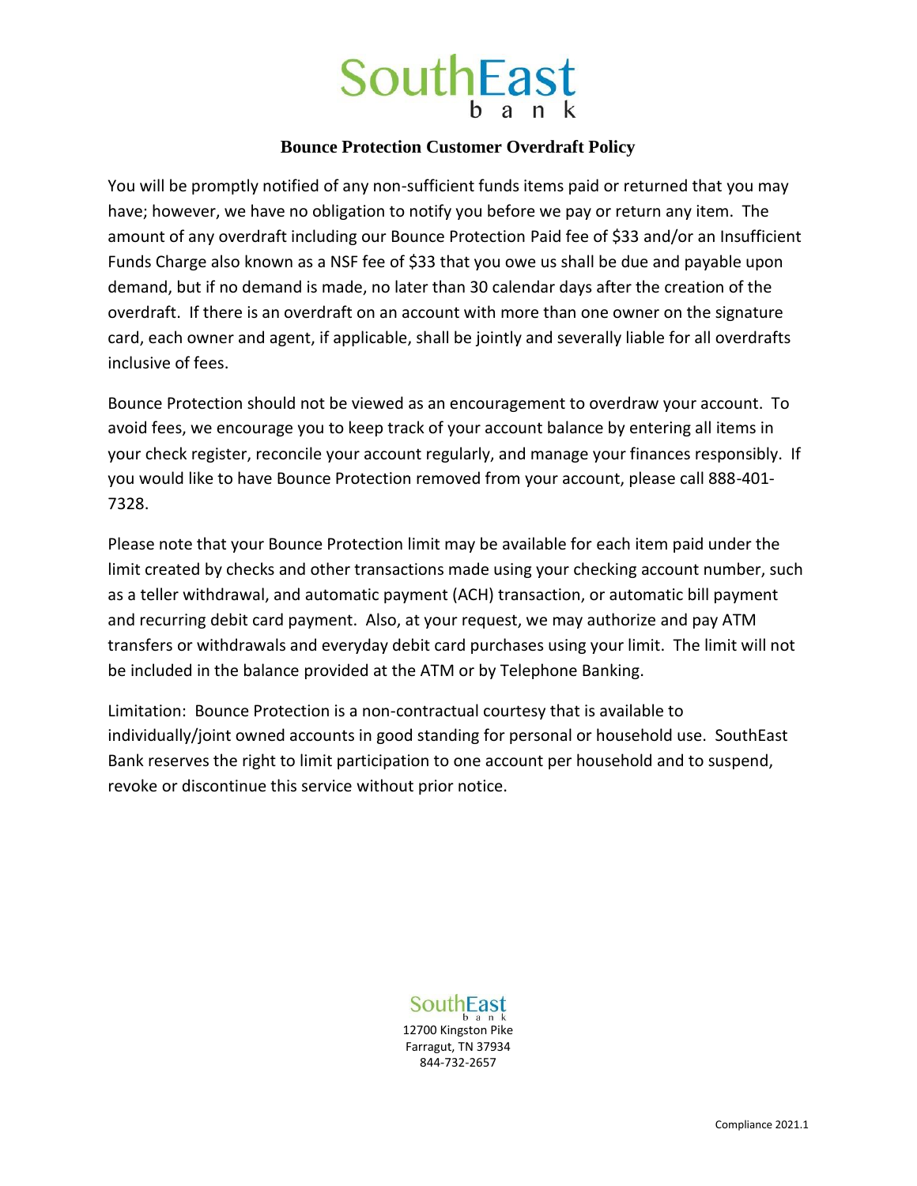# SouthEast bank

## Bounce Protection Customer Overdraft Policy

You will be promptly notified of any non-sufficient funds items paid or returned that you may have; however, we have no obligation to notify you before we pay or return any item. The amount of any overdraft including our Bounce Protection Paid fee of $33 and/or an Insufficient Funds Charge also known as a NSF fee of $33 that you owe us shall be due and payable upon demand, but if no demand is made, no later than 30 calendar days after the creation of the overdraft. If there is an overdraft on an account with more than one owner on the signature card, each owner and agent, if applicable, shall be jointly and severally liable for all overdrafts inclusive of fees.

Bounce Protection should not be viewed as an encouragement to overdraw your account. To avoid fees, we encourage you to keep track of your account balance by entering all items in your check register, reconcile your account regularly, and manage your finances responsibly. If you would like to have Bounce Protection removed from your account, please call 888-401-7328.

Please note that your Bounce Protection limit may be available for each item paid under the limit created by checks and other transactions made using your checking account number, such as a teller withdrawal, and automatic payment (ACH) transaction, or automatic bill payment and recurring debit card payment. Also, at your request, we may authorize and pay ATM transfers or withdrawals and everyday debit card purchases using your limit. The limit will not be included in the balance provided at the ATM or by Telephone Banking.

Limitation: Bounce Protection is a non-contractual courtesy that is available to individually/joint owned accounts in good standing for personal or household use. SouthEast Bank reserves the right to limit participation to one account per household and to suspend, revoke or discontinue this service without prior notice.

SouthEast bank
12700 Kingston Pike
Farragut, TN 37934
844-732-2657

Compliance 2021.1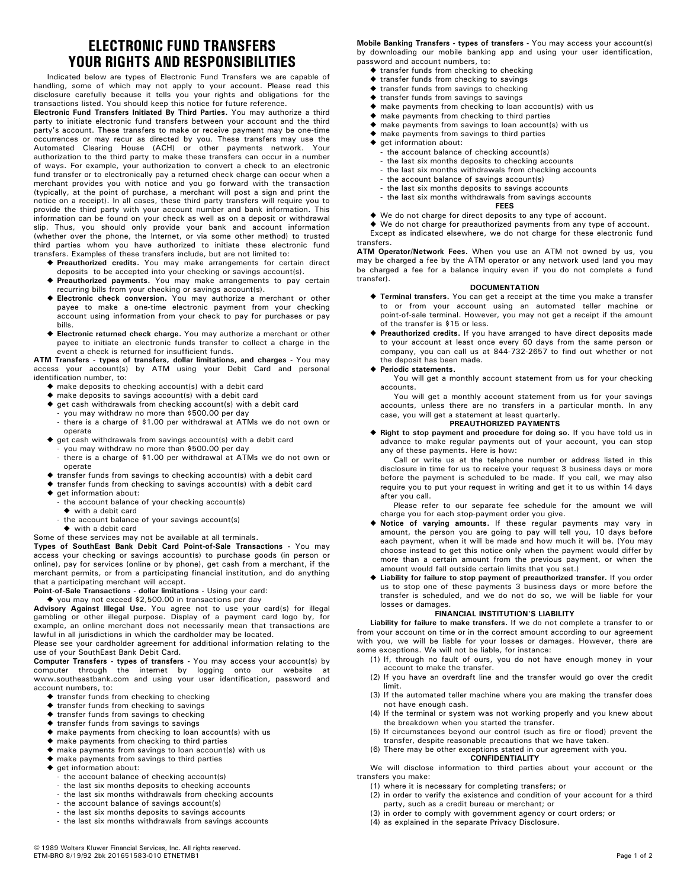# ELECTRONIC FUND TRANSFERS
# YOUR RIGHTS AND RESPONSIBILITIES

Indicated below are types of Electronic Fund Transfers we are capable of handling, some of which may not apply to your account. Please read this disclosure carefully because it tells you your rights and obligations for the transactions listed. You should keep this notice for future reference.

**Electronic Fund Transfers Initiated By Third Parties.** You may authorize a third party to initiate electronic fund transfers between your account and the third party's account. These transfers to make or receive payment may be one-time occurrences or may recur as directed by you. These transfers may use the Automated Clearing House (ACH) or other payments network. Your authorization to the third party to make these transfers can occur in a number of ways. For example, your authorization to convert a check to an electronic fund transfer or to electronically pay a returned check charge can occur when a merchant provides you with notice and you go forward with the transaction (typically, at the point of purchase, a merchant will post a sign and print the notice on a receipt). In all cases, these third party transfers will require you to provide the third party with your account number and bank information. This information can be found on your check as well as on a deposit or withdrawal slip. Thus, you should only provide your bank and account information (whether over the phone, the Internet, or via some other method) to trusted third parties whom you have authorized to initiate these electronic fund transfers. Examples of these transfers include, but are not limited to:

- **Preauthorized credits.** You may make arrangements for certain direct deposits to be accepted into your checking or savings account(s).
- **Preauthorized payments.** You may make arrangements to pay certain recurring bills from your checking or savings account(s).
- **Electronic check conversion.** You may authorize a merchant or other payee to make a one-time electronic payment from your checking account using information from your check to pay for purchases or pay bills.
- **Electronic returned check charge.** You may authorize a merchant or other payee to initiate an electronic funds transfer to collect a charge in the event a check is returned for insufficient funds.

**ATM Transfers - types of transfers, dollar limitations, and charges** - You may access your account(s) by ATM using your Debit Card and personal identification number, to:

- make deposits to checking account(s) with a debit card
- make deposits to savings account(s) with a debit card
- get cash withdrawals from checking account(s) with a debit card
  - you may withdraw no more than $500.00 per day
  - there is a charge of $1.00 per withdrawal at ATMs we do not own or operate
- get cash withdrawals from savings account(s) with a debit card
  - you may withdraw no more than $500.00 per day
  - there is a charge of $1.00 per withdrawal at ATMs we do not own or operate
- transfer funds from savings to checking account(s) with a debit card
- transfer funds from checking to savings account(s) with a debit card
- get information about:
  - the account balance of your checking account(s)
    - with a debit card
  - the account balance of your savings account(s)
    - with a debit card

Some of these services may not be available at all terminals.

**Types of SouthEast Bank Debit Card Point-of-Sale Transactions** - You may access your checking or savings account(s) to purchase goods (in person or online), pay for services (online or by phone), get cash from a merchant, if the merchant permits, or from a participating financial institution, and do anything that a participating merchant will accept.

**Point-of-Sale Transactions - dollar limitations** - Using your card:

- you may not exceed $2,500.00 in transactions per day

**Advisory Against Illegal Use.** You agree not to use your card(s) for illegal gambling or other illegal purpose. Display of a payment card logo by, for example, an online merchant does not necessarily mean that transactions are lawful in all jurisdictions in which the cardholder may be located.

Please see your cardholder agreement for additional information relating to the use of your SouthEast Bank Debit Card.

**Computer Transfers - types of transfers** - You may access your account(s) by computer through the internet by logging onto our website at www.southeastbank.com and using your user identification, password and account numbers, to:

- transfer funds from checking to checking
- transfer funds from checking to savings
- transfer funds from savings to checking
- transfer funds from savings to savings
- make payments from checking to loan account(s) with us
- make payments from checking to third parties
- make payments from savings to loan account(s) with us
- make payments from savings to third parties
- get information about:
  - the account balance of checking account(s)
  - the last six months deposits to checking accounts
  - the last six months withdrawals from checking accounts
  - the account balance of savings account(s)
  - the last six months deposits to savings accounts
  - the last six months withdrawals from savings accounts

**Mobile Banking Transfers - types of transfers** - You may access your account(s) by downloading our mobile banking app and using your user identification, password and account numbers, to:

- transfer funds from checking to checking
- transfer funds from checking to savings
- transfer funds from savings to checking
- transfer funds from savings to savings
- make payments from checking to loan account(s) with us
- make payments from checking to third parties
- make payments from savings to loan account(s) with us
- make payments from savings to third parties
- get information about:
  - the account balance of checking account(s)
  - the last six months deposits to checking accounts
  - the last six months withdrawals from checking accounts
  - the account balance of savings account(s)
  - the last six months deposits to savings accounts
  - the last six months withdrawals from savings accounts

### FEES

- We do not charge for direct deposits to any type of account.
- We do not charge for preauthorized payments from any type of account.

Except as indicated elsewhere, we do not charge for these electronic fund transfers.

**ATM Operator/Network Fees.** When you use an ATM not owned by us, you may be charged a fee by the ATM operator or any network used (and you may be charged a fee for a balance inquiry even if you do not complete a fund transfer).

### DOCUMENTATION

- **Terminal transfers.** You can get a receipt at the time you make a transfer to or from your account using an automated teller machine or point-of-sale terminal. However, you may not get a receipt if the amount of the transfer is $15 or less.
- **Preauthorized credits.** If you have arranged to have direct deposits made to your account at least once every 60 days from the same person or company, you can call us at 844-732-2657 to find out whether or not the deposit has been made.
- **Periodic statements.**

  You will get a monthly account statement from us for your checking accounts.

  You will get a monthly account statement from us for your savings accounts, unless there are no transfers in a particular month. In any case, you will get a statement at least quarterly.

### PREAUTHORIZED PAYMENTS

- **Right to stop payment and procedure for doing so.** If you have told us in advance to make regular payments out of your account, you can stop any of these payments. Here is how:

  Call or write us at the telephone number or address listed in this disclosure in time for us to receive your request 3 business days or more before the payment is scheduled to be made. If you call, we may also require you to put your request in writing and get it to us within 14 days after you call.

  Please refer to our separate fee schedule for the amount we will charge you for each stop-payment order you give.
- **Notice of varying amounts.** If these regular payments may vary in amount, the person you are going to pay will tell you, 10 days before each payment, when it will be made and how much it will be. (You may choose instead to get this notice only when the payment would differ by more than a certain amount from the previous payment, or when the amount would fall outside certain limits that you set.)
- **Liability for failure to stop payment of preauthorized transfer.** If you order us to stop one of these payments 3 business days or more before the transfer is scheduled, and we do not do so, we will be liable for your losses or damages.

### FINANCIAL INSTITUTION'S LIABILITY

**Liability for failure to make transfers.** If we do not complete a transfer to or from your account on time or in the correct amount according to our agreement with you, we will be liable for your losses or damages. However, there are some exceptions. We will not be liable, for instance:

(1) If, through no fault of ours, you do not have enough money in your account to make the transfer.
(2) If you have an overdraft line and the transfer would go over the credit limit.
(3) If the automated teller machine where you are making the transfer does not have enough cash.
(4) If the terminal or system was not working properly and you knew about the breakdown when you started the transfer.
(5) If circumstances beyond our control (such as fire or flood) prevent the transfer, despite reasonable precautions that we have taken.
(6) There may be other exceptions stated in our agreement with you.

### CONFIDENTIALITY

We will disclose information to third parties about your account or the transfers you make:

(1) where it is necessary for completing transfers; or
(2) in order to verify the existence and condition of your account for a third party, such as a credit bureau or merchant; or
(3) in order to comply with government agency or court orders; or
(4) as explained in the separate Privacy Disclosure.

© 1989 Wolters Kluwer Financial Services, Inc. All rights reserved.
ETM-BRO 8/19/92 2bk 201651583-010 ETNETMB1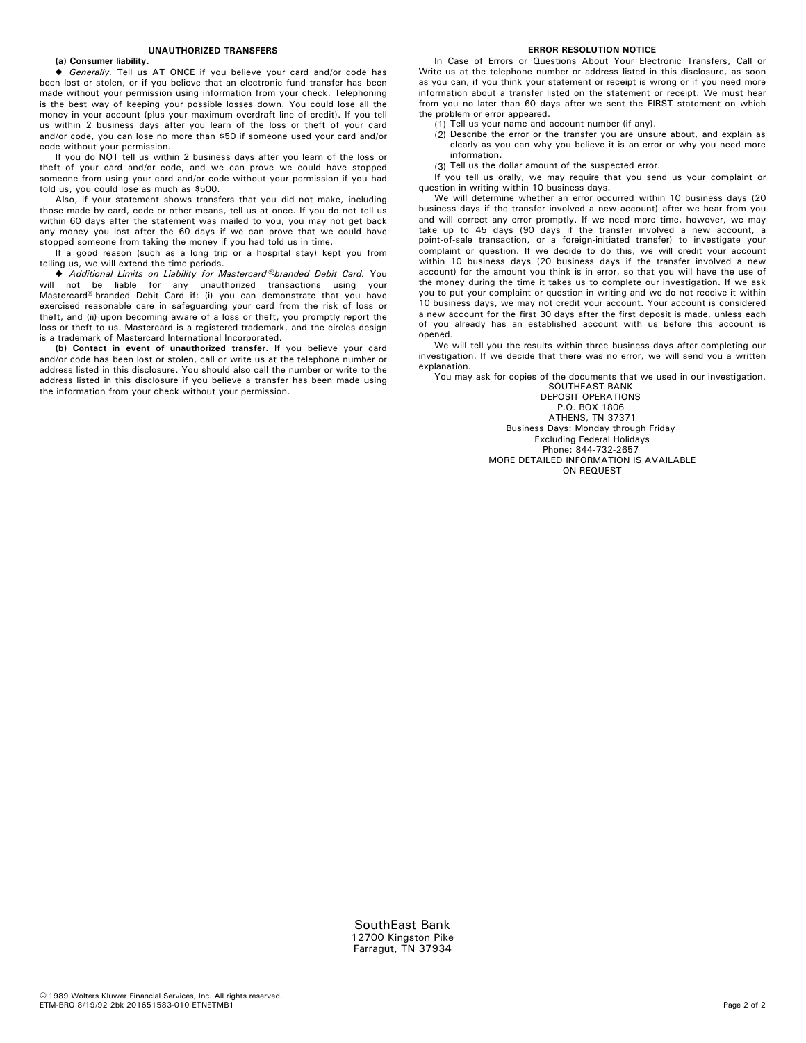## UNAUTHORIZED TRANSFERS

**(a) Consumer liability.**

◆ *Generally.* Tell us AT ONCE if you believe your card and/or code has been lost or stolen, or if you believe that an electronic fund transfer has been made without your permission using information from your check. Telephoning is the best way of keeping your possible losses down. You could lose all the money in your account (plus your maximum overdraft line of credit). If you tell us within 2 business days after you learn of the loss or theft of your card and/or code, you can lose no more than $50 if someone used your card and/or code without your permission.

If you do NOT tell us within 2 business days after you learn of the loss or theft of your card and/or code, and we can prove we could have stopped someone from using your card and/or code without your permission if you had told us, you could lose as much as $500.

Also, if your statement shows transfers that you did not make, including those made by card, code or other means, tell us at once. If you do not tell us within 60 days after the statement was mailed to you, you may not get back any money you lost after the 60 days if we can prove that we could have stopped someone from taking the money if you had told us in time.

If a good reason (such as a long trip or a hospital stay) kept you from telling us, we will extend the time periods.

◆ *Additional Limits on Liability for Mastercard®-branded Debit Card.* You will not be liable for any unauthorized transactions using your Mastercard®-branded Debit Card if: (i) you can demonstrate that you have exercised reasonable care in safeguarding your card from the risk of loss or theft, and (ii) upon becoming aware of a loss or theft, you promptly report the loss or theft to us. Mastercard is a registered trademark, and the circles design is a trademark of Mastercard International Incorporated.

**(b) Contact in event of unauthorized transfer.** If you believe your card and/or code has been lost or stolen, call or write us at the telephone number or address listed in this disclosure. You should also call the number or write to the address listed in this disclosure if you believe a transfer has been made using the information from your check without your permission.

## ERROR RESOLUTION NOTICE

In Case of Errors or Questions About Your Electronic Transfers, Call or Write us at the telephone number or address listed in this disclosure, as soon as you can, if you think your statement or receipt is wrong or if you need more information about a transfer listed on the statement or receipt. We must hear from you no later than 60 days after we sent the FIRST statement on which the problem or error appeared.

(1) Tell us your name and account number (if any).
(2) Describe the error or the transfer you are unsure about, and explain as clearly as you can why you believe it is an error or why you need more information.
(3) Tell us the dollar amount of the suspected error.

If you tell us orally, we may require that you send us your complaint or question in writing within 10 business days.

We will determine whether an error occurred within 10 business days (20 business days if the transfer involved a new account) after we hear from you and will correct any error promptly. If we need more time, however, we may take up to 45 days (90 days if the transfer involved a new account, a point-of-sale transaction, or a foreign-initiated transfer) to investigate your complaint or question. If we decide to do this, we will credit your account within 10 business days (20 business days if the transfer involved a new account) for the amount you think is in error, so that you will have the use of the money during the time it takes us to complete our investigation. If we ask you to put your complaint or question in writing and we do not receive it within 10 business days, we may not credit your account. Your account is considered a new account for the first 30 days after the first deposit is made, unless each of you already has an established account with us before this account is opened.

We will tell you the results within three business days after completing our investigation. If we decide that there was no error, we will send you a written explanation.

You may ask for copies of the documents that we used in our investigation.

SOUTHEAST BANK
DEPOSIT OPERATIONS
P.O. BOX 1806
ATHENS, TN 37371
Business Days: Monday through Friday
Excluding Federal Holidays
Phone: 844-732-2657
MORE DETAILED INFORMATION IS AVAILABLE ON REQUEST

SouthEast Bank
12700 Kingston Pike
Farragut, TN 37934

© 1989 Wolters Kluwer Financial Services, Inc. All rights reserved.
ETM-BRO 8/19/92 2bk 201651583-010 ETNETMB1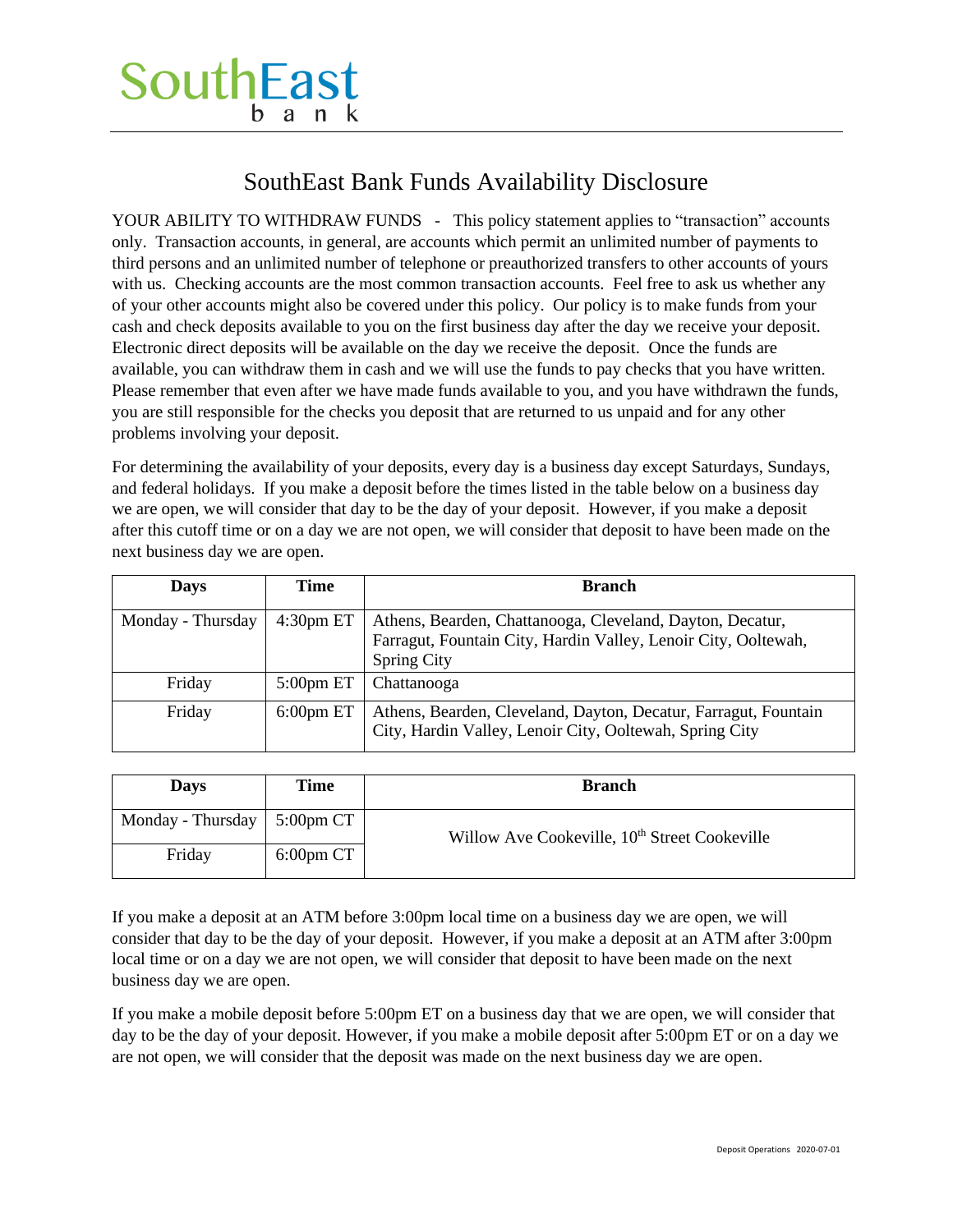# SouthEast bank

## SouthEast Bank Funds Availability Disclosure

YOUR ABILITY TO WITHDRAW FUNDS - This policy statement applies to "transaction" accounts only. Transaction accounts, in general, are accounts which permit an unlimited number of payments to third persons and an unlimited number of telephone or preauthorized transfers to other accounts of yours with us. Checking accounts are the most common transaction accounts. Feel free to ask us whether any of your other accounts might also be covered under this policy. Our policy is to make funds from your cash and check deposits available to you on the first business day after the day we receive your deposit. Electronic direct deposits will be available on the day we receive the deposit. Once the funds are available, you can withdraw them in cash and we will use the funds to pay checks that you have written. Please remember that even after we have made funds available to you, and you have withdrawn the funds, you are still responsible for the checks you deposit that are returned to us unpaid and for any other problems involving your deposit.

For determining the availability of your deposits, every day is a business day except Saturdays, Sundays, and federal holidays. If you make a deposit before the times listed in the table below on a business day we are open, we will consider that day to be the day of your deposit. However, if you make a deposit after this cutoff time or on a day we are not open, we will consider that deposit to have been made on the next business day we are open.

| Days | Time | Branch |
|---|---|---|
| Monday - Thursday | 4:30pm ET | Athens, Bearden, Chattanooga, Cleveland, Dayton, Decatur, Farragut, Fountain City, Hardin Valley, Lenoir City, Ooltewah, Spring City |
| Friday | 5:00pm ET | Chattanooga |
| Friday | 6:00pm ET | Athens, Bearden, Cleveland, Dayton, Decatur, Farragut, Fountain City, Hardin Valley, Lenoir City, Ooltewah, Spring City |

| Days | Time | Branch |
|---|---|---|
| Monday - Thursday | 5:00pm CT | Willow Ave Cookeville, 10th Street Cookeville |
| Friday | 6:00pm CT | Willow Ave Cookeville, 10th Street Cookeville |

If you make a deposit at an ATM before 3:00pm local time on a business day we are open, we will consider that day to be the day of your deposit. However, if you make a deposit at an ATM after 3:00pm local time or on a day we are not open, we will consider that deposit to have been made on the next business day we are open.

If you make a mobile deposit before 5:00pm ET on a business day that we are open, we will consider that day to be the day of your deposit. However, if you make a mobile deposit after 5:00pm ET or on a day we are not open, we will consider that the deposit was made on the next business day we are open.

Deposit Operations 2020-07-01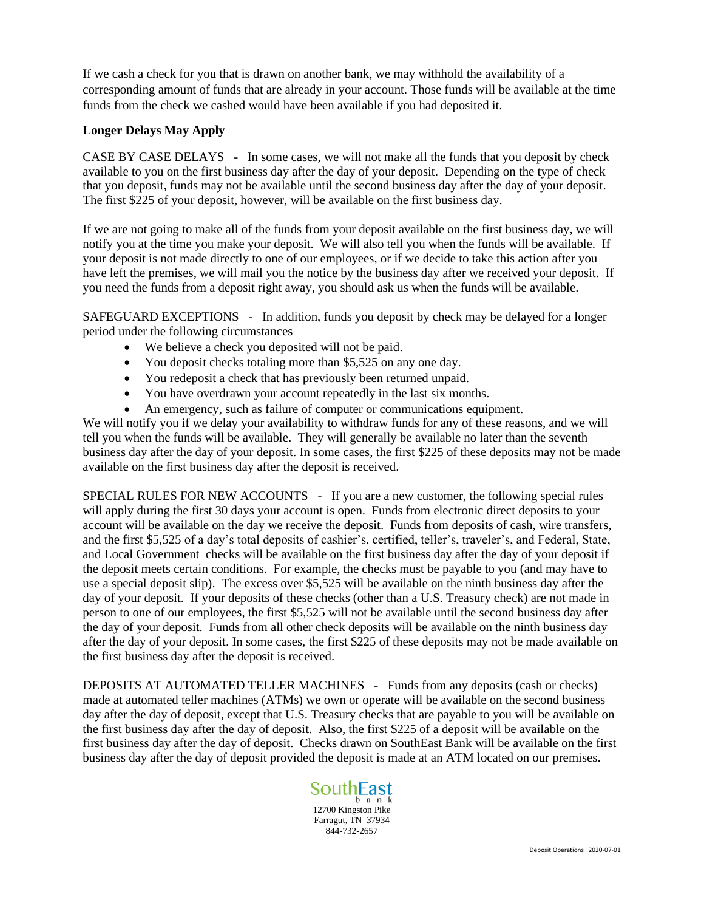If we cash a check for you that is drawn on another bank, we may withhold the availability of a corresponding amount of funds that are already in your account. Those funds will be available at the time funds from the check we cashed would have been available if you had deposited it.

## Longer Delays May Apply

CASE BY CASE DELAYS - In some cases, we will not make all the funds that you deposit by check available to you on the first business day after the day of your deposit. Depending on the type of check that you deposit, funds may not be available until the second business day after the day of your deposit. The first $225 of your deposit, however, will be available on the first business day.

If we are not going to make all of the funds from your deposit available on the first business day, we will notify you at the time you make your deposit. We will also tell you when the funds will be available. If your deposit is not made directly to one of our employees, or if we decide to take this action after you have left the premises, we will mail you the notice by the business day after we received your deposit. If you need the funds from a deposit right away, you should ask us when the funds will be available.

SAFEGUARD EXCEPTIONS - In addition, funds you deposit by check may be delayed for a longer period under the following circumstances

- We believe a check you deposited will not be paid.
- You deposit checks totaling more than $5,525 on any one day.
- You redeposit a check that has previously been returned unpaid.
- You have overdrawn your account repeatedly in the last six months.
- An emergency, such as failure of computer or communications equipment.

We will notify you if we delay your availability to withdraw funds for any of these reasons, and we will tell you when the funds will be available. They will generally be available no later than the seventh business day after the day of your deposit. In some cases, the first $225 of these deposits may not be made available on the first business day after the deposit is received.

SPECIAL RULES FOR NEW ACCOUNTS - If you are a new customer, the following special rules will apply during the first 30 days your account is open. Funds from electronic direct deposits to your account will be available on the day we receive the deposit. Funds from deposits of cash, wire transfers, and the first $5,525 of a day's total deposits of cashier's, certified, teller's, traveler's, and Federal, State, and Local Government checks will be available on the first business day after the day of your deposit if the deposit meets certain conditions. For example, the checks must be payable to you (and may have to use a special deposit slip). The excess over $5,525 will be available on the ninth business day after the day of your deposit. If your deposits of these checks (other than a U.S. Treasury check) are not made in person to one of our employees, the first $5,525 will not be available until the second business day after the day of your deposit. Funds from all other check deposits will be available on the ninth business day after the day of your deposit. In some cases, the first $225 of these deposits may not be made available on the first business day after the deposit is received.

DEPOSITS AT AUTOMATED TELLER MACHINES - Funds from any deposits (cash or checks) made at automated teller machines (ATMs) we own or operate will be available on the second business day after the day of deposit, except that U.S. Treasury checks that are payable to you will be available on the first business day after the day of deposit. Also, the first $225 of a deposit will be available on the first business day after the day of deposit. Checks drawn on SouthEast Bank will be available on the first business day after the day of deposit provided the deposit is made at an ATM located on our premises.

SouthEast bank
12700 Kingston Pike
Farragut, TN 37934
844-732-2657

Deposit Operations 2020-07-01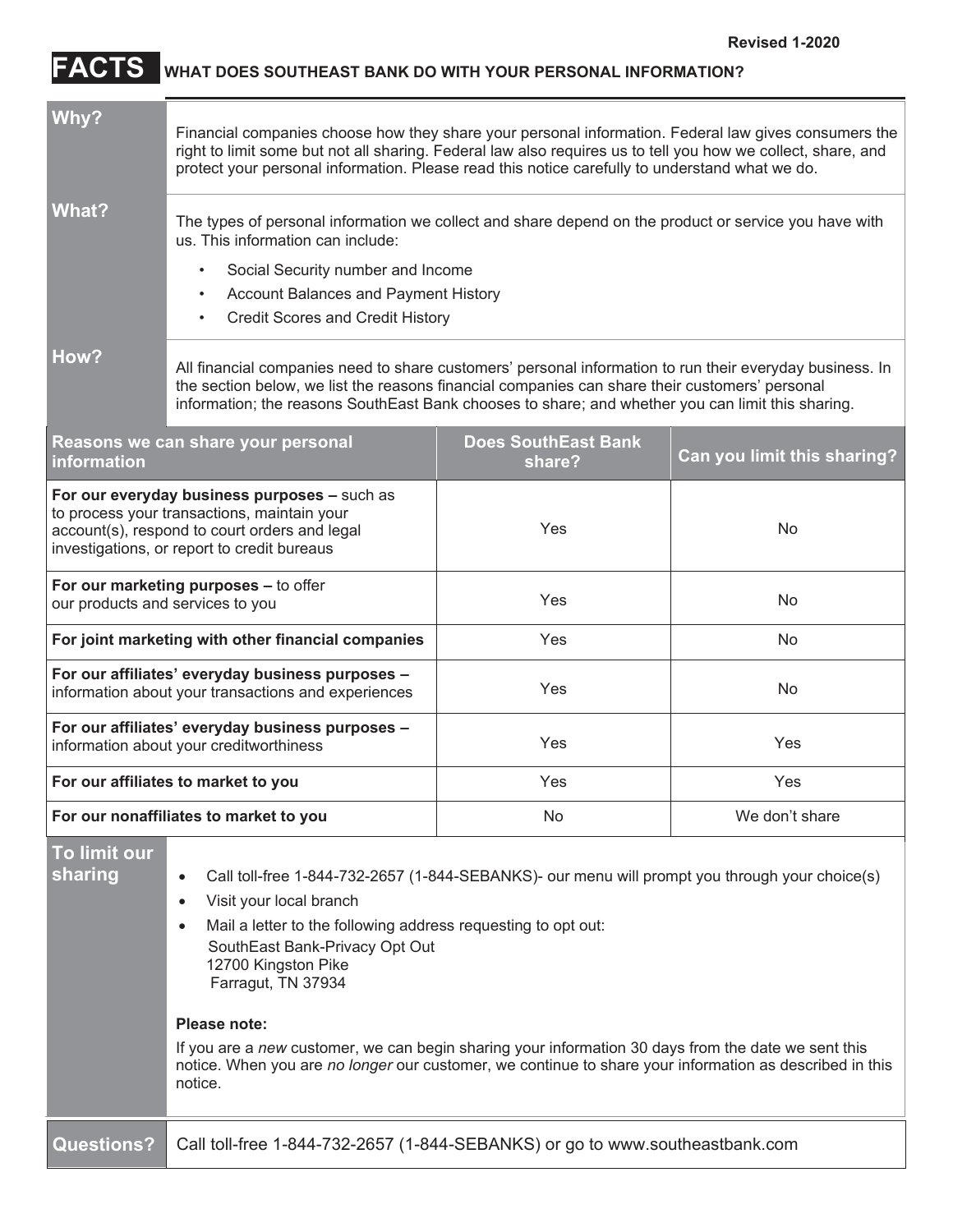Revised 1-2020

# FACTS WHAT DOES SOUTHEAST BANK DO WITH YOUR PERSONAL INFORMATION?

| | |
|---|---|
| **Why?** | Financial companies choose how they share your personal information. Federal law gives consumers the right to limit some but not all sharing. Federal law also requires us to tell you how we collect, share, and protect your personal information. Please read this notice carefully to understand what we do. |
| **What?** | The types of personal information we collect and share depend on the product or service you have with us. This information can include:<br>• Social Security number and Income<br>• Account Balances and Payment History<br>• Credit Scores and Credit History |
| **How?** | All financial companies need to share customers' personal information to run their everyday business. In the section below, we list the reasons financial companies can share their customers' personal information; the reasons SouthEast Bank chooses to share; and whether you can limit this sharing. |

| Reasons we can share your personal information | Does SouthEast Bank share? | Can you limit this sharing? |
|---|---|---|
| **For our everyday business purposes –** such as to process your transactions, maintain your account(s), respond to court orders and legal investigations, or report to credit bureaus | Yes | No |
| **For our marketing purposes –** to offer our products and services to you | Yes | No |
| **For joint marketing with other financial companies** | Yes | No |
| **For our affiliates' everyday business purposes –** information about your transactions and experiences | Yes | No |
| **For our affiliates' everyday business purposes –** information about your creditworthiness | Yes | Yes |
| **For our affiliates to market to you** | Yes | Yes |
| **For our nonaffiliates to market to you** | No | We don't share |

**To limit our sharing**

- Call toll-free 1-844-732-2657 (1-844-SEBANKS)- our menu will prompt you through your choice(s)
- Visit your local branch
- Mail a letter to the following address requesting to opt out:
  SouthEast Bank-Privacy Opt Out
  12700 Kingston Pike
  Farragut, TN 37934

**Please note:**

If you are a *new* customer, we can begin sharing your information 30 days from the date we sent this notice. When you are *no longer* our customer, we continue to share your information as described in this notice.

**Questions?** Call toll-free 1-844-732-2657 (1-844-SEBANKS) or go to www.southeastbank.com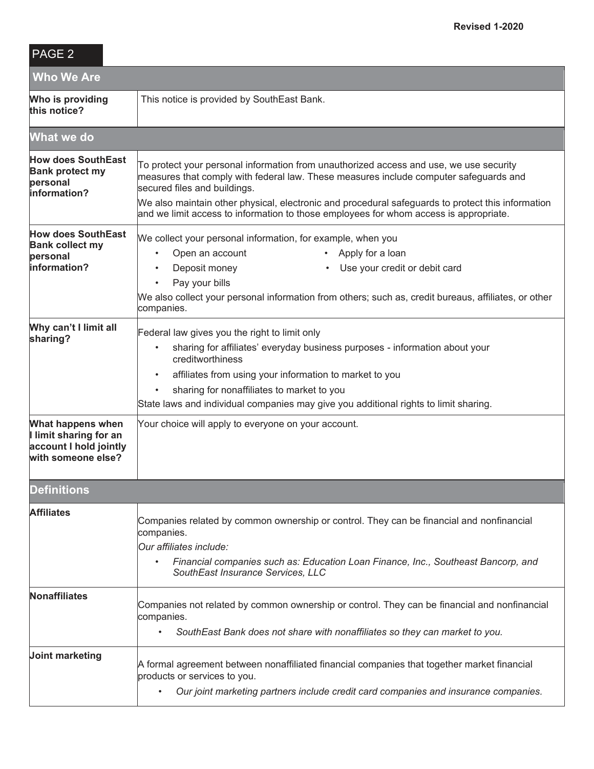Revised 1-2020

PAGE 2

| Who We Are | |
|---|---|
| **Who is providing this notice?** | This notice is provided by SouthEast Bank. |

| What we do | |
|---|---|
| **How does SouthEast Bank protect my personal information?** | To protect your personal information from unauthorized access and use, we use security measures that comply with federal law. These measures include computer safeguards and secured files and buildings.<br><br>We also maintain other physical, electronic and procedural safeguards to protect this information and we limit access to information to those employees for whom access is appropriate. |
| **How does SouthEast Bank collect my personal information?** | We collect your personal information, for example, when you<br>• Open an account<br>• Apply for a loan<br>• Deposit money<br>• Use your credit or debit card<br>• Pay your bills<br><br>We also collect your personal information from others; such as, credit bureaus, affiliates, or other companies. |
| **Why can't I limit all sharing?** | Federal law gives you the right to limit only<br>• sharing for affiliates' everyday business purposes - information about your creditworthiness<br>• affiliates from using your information to market to you<br>• sharing for nonaffiliates to market to you<br><br>State laws and individual companies may give you additional rights to limit sharing. |
| **What happens when I limit sharing for an account I hold jointly with someone else?** | Your choice will apply to everyone on your account. |

| Definitions | |
|---|---|
| **Affiliates** | Companies related by common ownership or control. They can be financial and nonfinancial companies.<br>*Our affiliates include:*<br>• *Financial companies such as: Education Loan Finance, Inc., Southeast Bancorp, and SouthEast Insurance Services, LLC* |
| **Nonaffiliates** | Companies not related by common ownership or control. They can be financial and nonfinancial companies.<br>• *SouthEast Bank does not share with nonaffiliates so they can market to you.* |
| **Joint marketing** | A formal agreement between nonaffiliated financial companies that together market financial products or services to you.<br>• *Our joint marketing partners include credit card companies and insurance companies.* |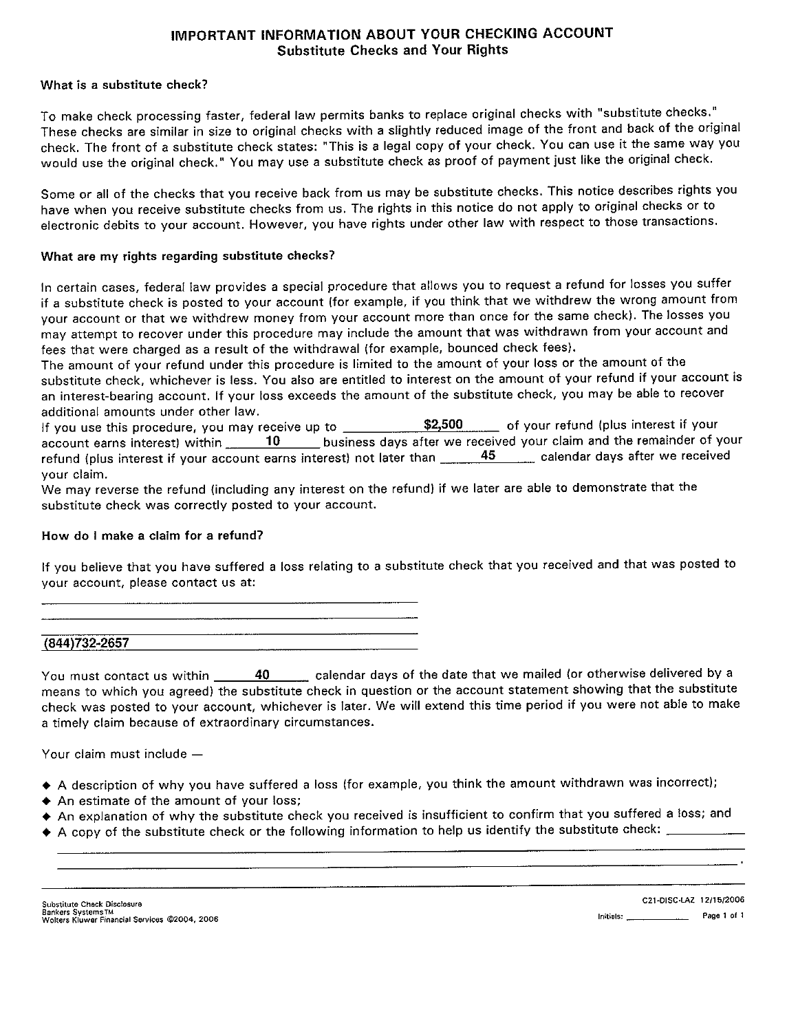# IMPORTANT INFORMATION ABOUT YOUR CHECKING ACCOUNT

## Substitute Checks and Your Rights

### What is a substitute check?

To make check processing faster, federal law permits banks to replace original checks with "substitute checks." These checks are similar in size to original checks with a slightly reduced image of the front and back of the original check. The front of a substitute check states: "This is a legal copy of your check. You can use it the same way you would use the original check." You may use a substitute check as proof of payment just like the original check.

Some or all of the checks that you receive back from us may be substitute checks. This notice describes rights you have when you receive substitute checks from us. The rights in this notice do not apply to original checks or to electronic debits to your account. However, you have rights under other law with respect to those transactions.

### What are my rights regarding substitute checks?

In certain cases, federal law provides a special procedure that allows you to request a refund for losses you suffer if a substitute check is posted to your account (for example, if you think that we withdrew the wrong amount from your account or that we withdrew money from your account more than once for the same check). The losses you may attempt to recover under this procedure may include the amount that was withdrawn from your account and fees that were charged as a result of the withdrawal (for example, bounced check fees).

The amount of your refund under this procedure is limited to the amount of your loss or the amount of the substitute check, whichever is less. You also are entitled to interest on the amount of your refund if your account is an interest-bearing account. If your loss exceeds the amount of the substitute check, you may be able to recover additional amounts under other law.

If you use this procedure, you may receive up to **$2,500** of your refund (plus interest if your account earns interest) within **10** business days after we received your claim and the remainder of your refund (plus interest if your account earns interest) not later than **45** calendar days after we received your claim.

We may reverse the refund (including any interest on the refund) if we later are able to demonstrate that the substitute check was correctly posted to your account.

### How do I make a claim for a refund?

If you believe that you have suffered a loss relating to a substitute check that you received and that was posted to your account, please contact us at:

______________________________

______________________________

______________________________

(844)732-2657

You must contact us within **40** calendar days of the date that we mailed (or otherwise delivered by a means to which you agreed) the substitute check in question or the account statement showing that the substitute check was posted to your account, whichever is later. We will extend this time period if you were not able to make a timely claim because of extraordinary circumstances.

Your claim must include —

- A description of why you have suffered a loss (for example, you think the amount withdrawn was incorrect);
- An estimate of the amount of your loss;
- An explanation of why the substitute check you received is insufficient to confirm that you suffered a loss; and
- A copy of the substitute check or the following information to help us identify the substitute check: ______________________________

Substitute Check Disclosure
Bankers Systems™
Wolters Kluwer Financial Services ©2004, 2006

C21-DISC-LAZ 12/15/2006

Initials: ____________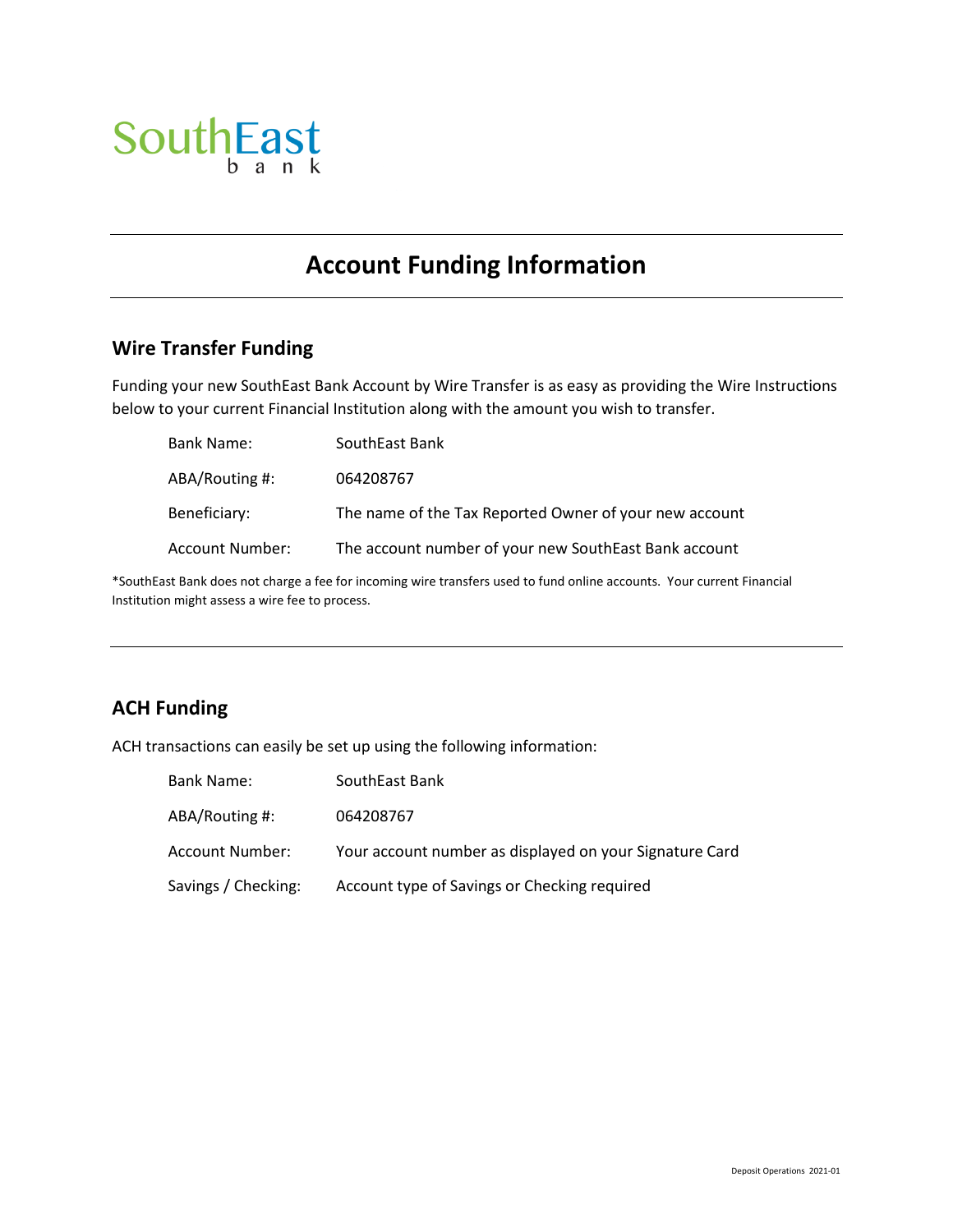SouthEast
bank

# Account Funding Information

## Wire Transfer Funding

Funding your new SouthEast Bank Account by Wire Transfer is as easy as providing the Wire Instructions below to your current Financial Institution along with the amount you wish to transfer.

| | |
|---|---|
| Bank Name: | SouthEast Bank |
| ABA/Routing #: | 064208767 |
| Beneficiary: | The name of the Tax Reported Owner of your new account |
| Account Number: | The account number of your new SouthEast Bank account |

*SouthEast Bank does not charge a fee for incoming wire transfers used to fund online accounts. Your current Financial Institution might assess a wire fee to process.

## ACH Funding

ACH transactions can easily be set up using the following information:

| | |
|---|---|
| Bank Name: | SouthEast Bank |
| ABA/Routing #: | 064208767 |
| Account Number: | Your account number as displayed on your Signature Card |
| Savings / Checking: | Account type of Savings or Checking required |

Deposit Operations 2021-01